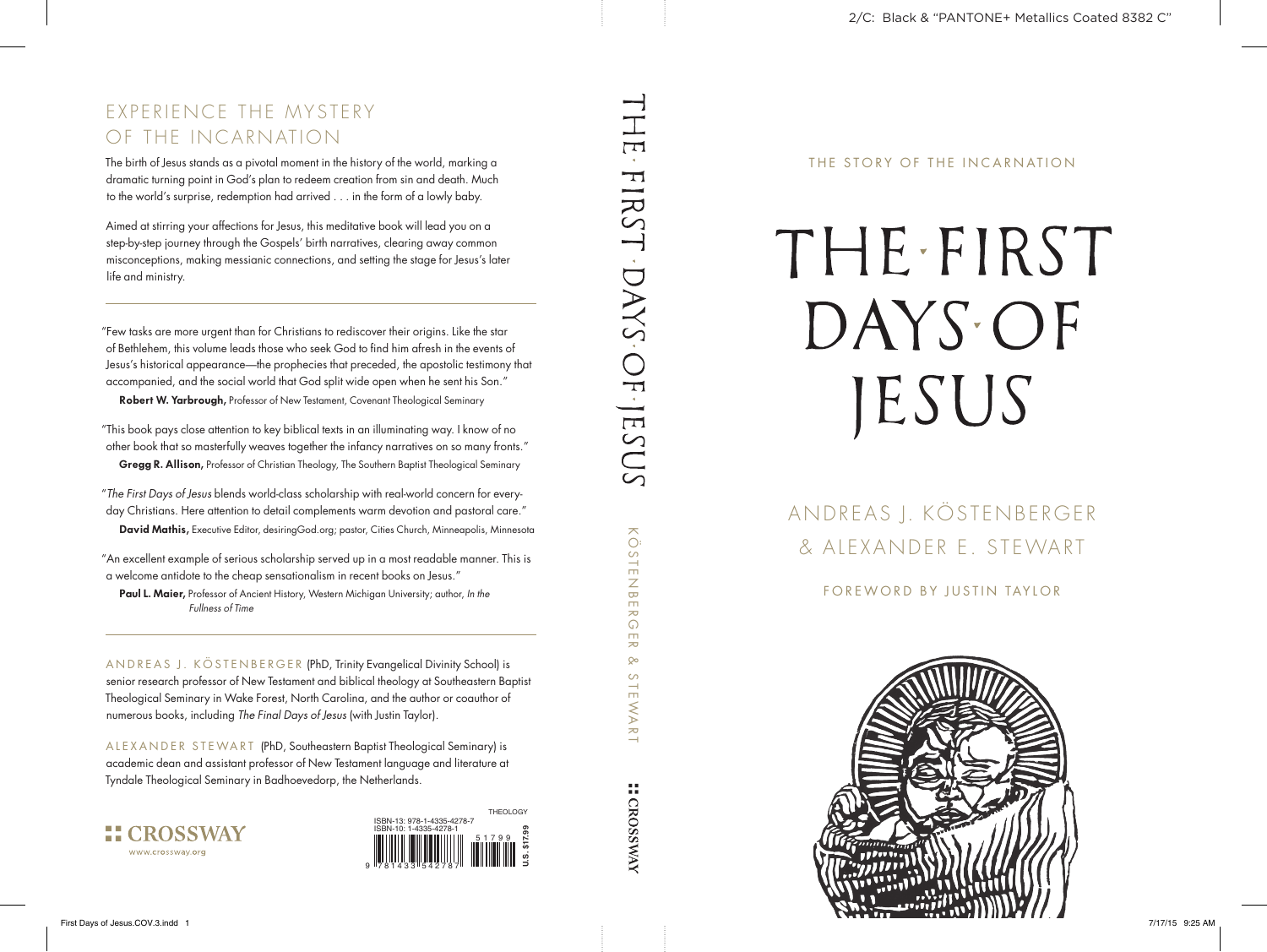# THE FIRST DAYS OF JESUS

THE STORY OF THE INCARNATION

ANDREAS J. KÖSTENBERGER & ALEXANDER E. STEWART

FOREWORD BY JUSTIN TAYLOR

## EXPERIENCE THE MYSTERY OF THE INCARNATION

The birth of Jesus stands as a pivotal moment in the history of the world, marking a dramatic turning point in God's plan to redeem creation from sin and death. Much to the world's surprise, redemption had arrived . . . in the form of a lowly baby.

Aimed at stirring your affections for Jesus, this meditative book will lead you on a step-by-step journey through the Gospels' birth narratives, clearing away common misconceptions, making messianic connections, and setting the stage for Jesus's later life and ministry.

---

"Few tasks are more urgent than for Christians to rediscover their origins. Like the star of Bethlehem, this volume leads those who seek God to find him afresh in the events of Jesus's historical appearance—the prophecies that preceded, the apostolic testimony that accompanied, and the social world that God split wide open when he sent his Son."

**Robert W. Yarbrough,** Professor of New Testament, Covenant Theological Seminary

"This book pays close attention to key biblical texts in an illuminating way. I know of no other book that so masterfully weaves together the infancy narratives on so many fronts."

**Gregg R. Allison,** Professor of Christian Theology, The Southern Baptist Theological Seminary

"*The First Days of Jesus* blends world-class scholarship with real-world concern for every-day Christians. Here attention to detail complements warm devotion and pastoral care."

**David Mathis,** Executive Editor, desiringGod.org; pastor, Cities Church, Minneapolis, Minnesota

"An excellent example of serious scholarship served up in a most readable manner. This is a welcome antidote to the cheap sensationalism in recent books on Jesus."

**Paul L. Maier,** Professor of Ancient History, Western Michigan University; author, *In the Fullness of Time*

---

ANDREAS J. KÖSTENBERGER (PhD, Trinity Evangelical Divinity School) is senior research professor of New Testament and biblical theology at Southeastern Baptist Theological Seminary in Wake Forest, North Carolina, and the author or coauthor of numerous books, including *The Final Days of Jesus* (with Justin Taylor).

ALEXANDER STEWART (PhD, Southeastern Baptist Theological Seminary) is academic dean and assistant professor of New Testament language and literature at Tyndale Theological Seminary in Badhoevedorp, the Netherlands.

CROSSWAY
www.crossway.org

THEOLOGY

ISBN-13: 978-1-4335-4278-7
ISBN-10: 1-4335-4278-1

U.S. $17.99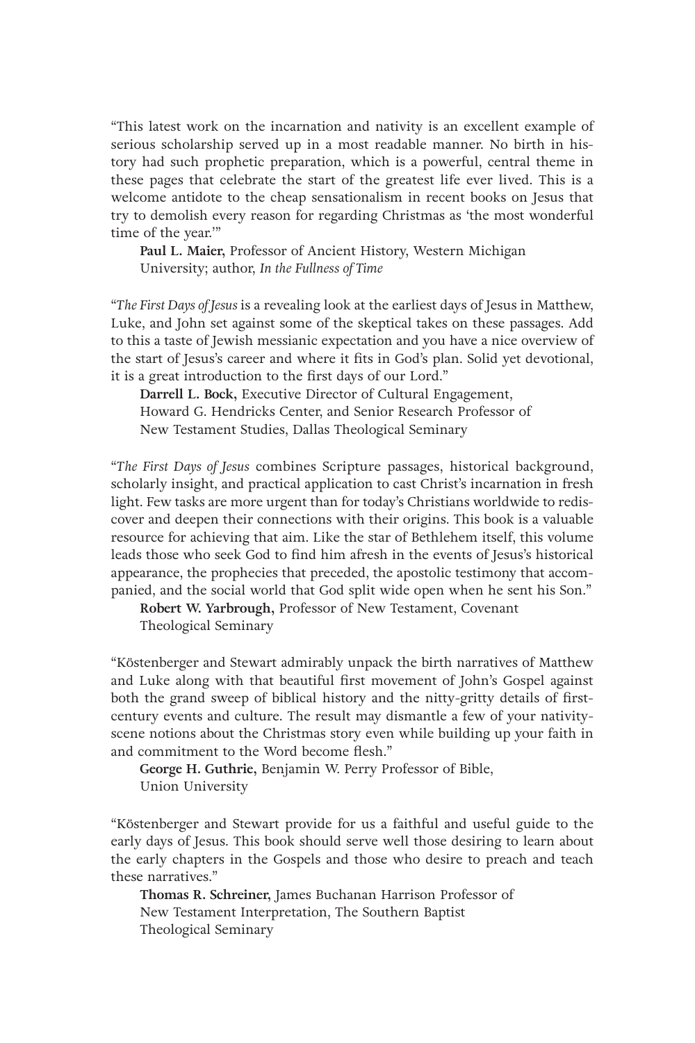"This latest work on the incarnation and nativity is an excellent example of serious scholarship served up in a most readable manner. No birth in history had such prophetic preparation, which is a powerful, central theme in these pages that celebrate the start of the greatest life ever lived. This is a welcome antidote to the cheap sensationalism in recent books on Jesus that try to demolish every reason for regarding Christmas as 'the most wonderful time of the year.'"

**Paul L. Maier,** Professor of Ancient History, Western Michigan University; author, *In the Fullness of Time*

"*The First Days of Jesus* is a revealing look at the earliest days of Jesus in Matthew, Luke, and John set against some of the skeptical takes on these passages. Add to this a taste of Jewish messianic expectation and you have a nice overview of the start of Jesus's career and where it fits in God's plan. Solid yet devotional, it is a great introduction to the first days of our Lord."

**Darrell L. Bock,** Executive Director of Cultural Engagement, Howard G. Hendricks Center, and Senior Research Professor of New Testament Studies, Dallas Theological Seminary

"*The First Days of Jesus* combines Scripture passages, historical background, scholarly insight, and practical application to cast Christ's incarnation in fresh light. Few tasks are more urgent than for today's Christians worldwide to rediscover and deepen their connections with their origins. This book is a valuable resource for achieving that aim. Like the star of Bethlehem itself, this volume leads those who seek God to find him afresh in the events of Jesus's historical appearance, the prophecies that preceded, the apostolic testimony that accompanied, and the social world that God split wide open when he sent his Son."

**Robert W. Yarbrough,** Professor of New Testament, Covenant Theological Seminary

"Köstenberger and Stewart admirably unpack the birth narratives of Matthew and Luke along with that beautiful first movement of John's Gospel against both the grand sweep of biblical history and the nitty-gritty details of first-century events and culture. The result may dismantle a few of your nativity-scene notions about the Christmas story even while building up your faith in and commitment to the Word become flesh."

**George H. Guthrie,** Benjamin W. Perry Professor of Bible, Union University

"Köstenberger and Stewart provide for us a faithful and useful guide to the early days of Jesus. This book should serve well those desiring to learn about the early chapters in the Gospels and those who desire to preach and teach these narratives."

**Thomas R. Schreiner,** James Buchanan Harrison Professor of New Testament Interpretation, The Southern Baptist Theological Seminary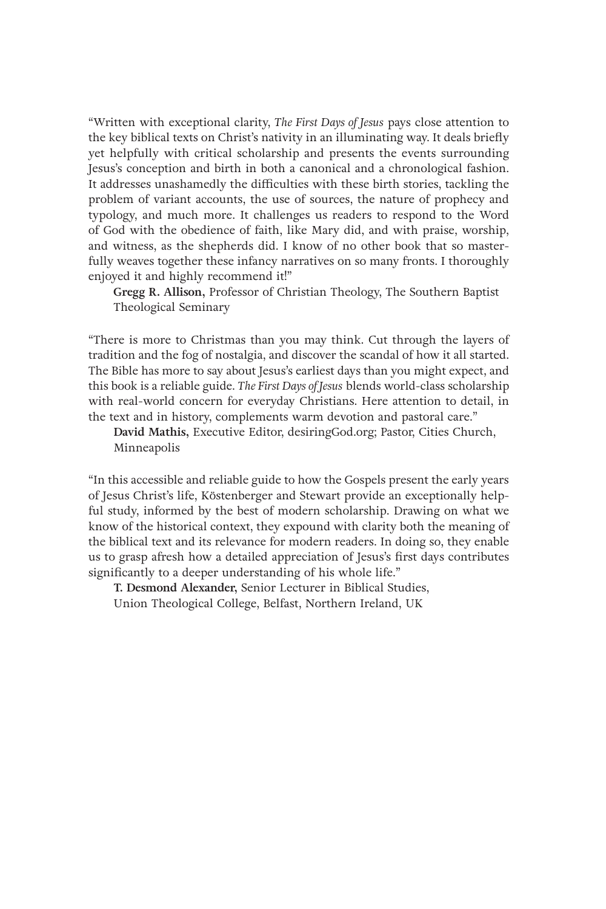"Written with exceptional clarity, *The First Days of Jesus* pays close attention to the key biblical texts on Christ's nativity in an illuminating way. It deals briefly yet helpfully with critical scholarship and presents the events surrounding Jesus's conception and birth in both a canonical and a chronological fashion. It addresses unashamedly the difficulties with these birth stories, tackling the problem of variant accounts, the use of sources, the nature of prophecy and typology, and much more. It challenges us readers to respond to the Word of God with the obedience of faith, like Mary did, and with praise, worship, and witness, as the shepherds did. I know of no other book that so masterfully weaves together these infancy narratives on so many fronts. I thoroughly enjoyed it and highly recommend it!"

**Gregg R. Allison,** Professor of Christian Theology, The Southern Baptist Theological Seminary

"There is more to Christmas than you may think. Cut through the layers of tradition and the fog of nostalgia, and discover the scandal of how it all started. The Bible has more to say about Jesus's earliest days than you might expect, and this book is a reliable guide. *The First Days of Jesus* blends world-class scholarship with real-world concern for everyday Christians. Here attention to detail, in the text and in history, complements warm devotion and pastoral care."

**David Mathis,** Executive Editor, desiringGod.org; Pastor, Cities Church, Minneapolis

"In this accessible and reliable guide to how the Gospels present the early years of Jesus Christ's life, Köstenberger and Stewart provide an exceptionally helpful study, informed by the best of modern scholarship. Drawing on what we know of the historical context, they expound with clarity both the meaning of the biblical text and its relevance for modern readers. In doing so, they enable us to grasp afresh how a detailed appreciation of Jesus's first days contributes significantly to a deeper understanding of his whole life."

**T. Desmond Alexander,** Senior Lecturer in Biblical Studies, Union Theological College, Belfast, Northern Ireland, UK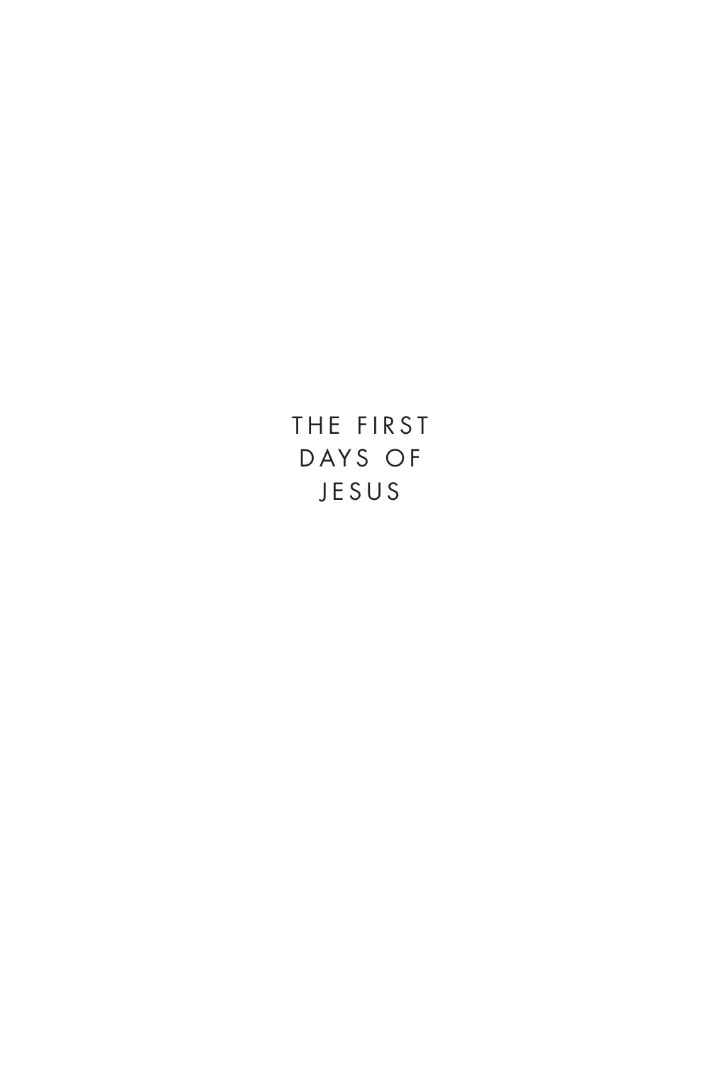# THE FIRST DAYS OF JESUS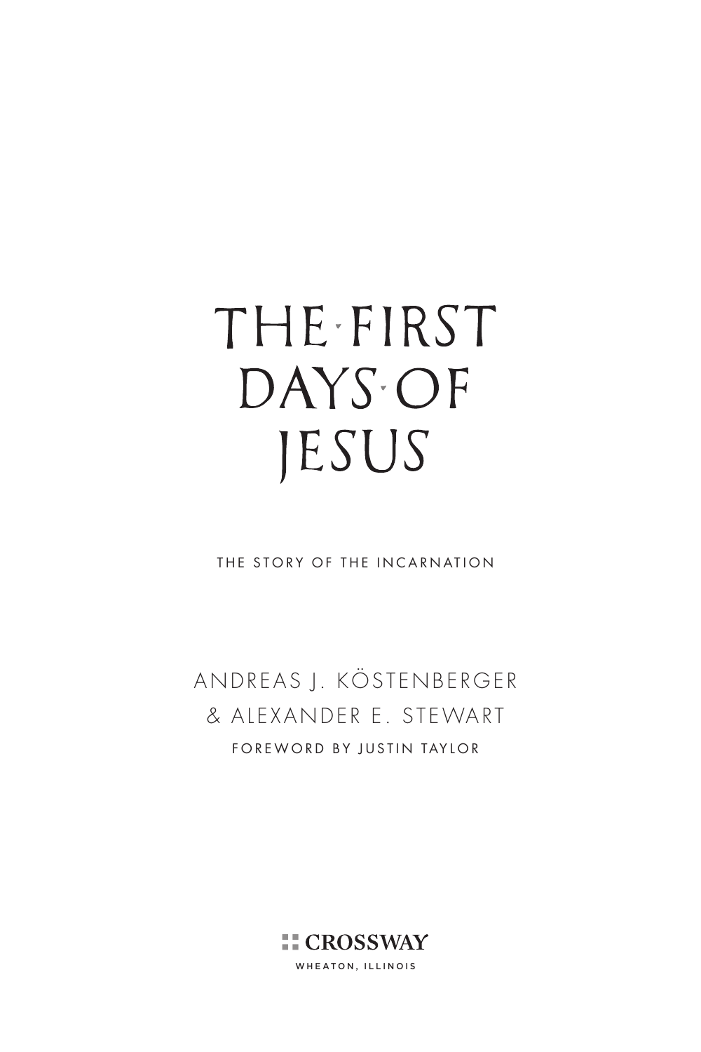# THE FIRST DAYS OF JESUS

THE STORY OF THE INCARNATION

ANDREAS J. KÖSTENBERGER

& ALEXANDER E. STEWART

FOREWORD BY JUSTIN TAYLOR

CROSSWAY

WHEATON, ILLINOIS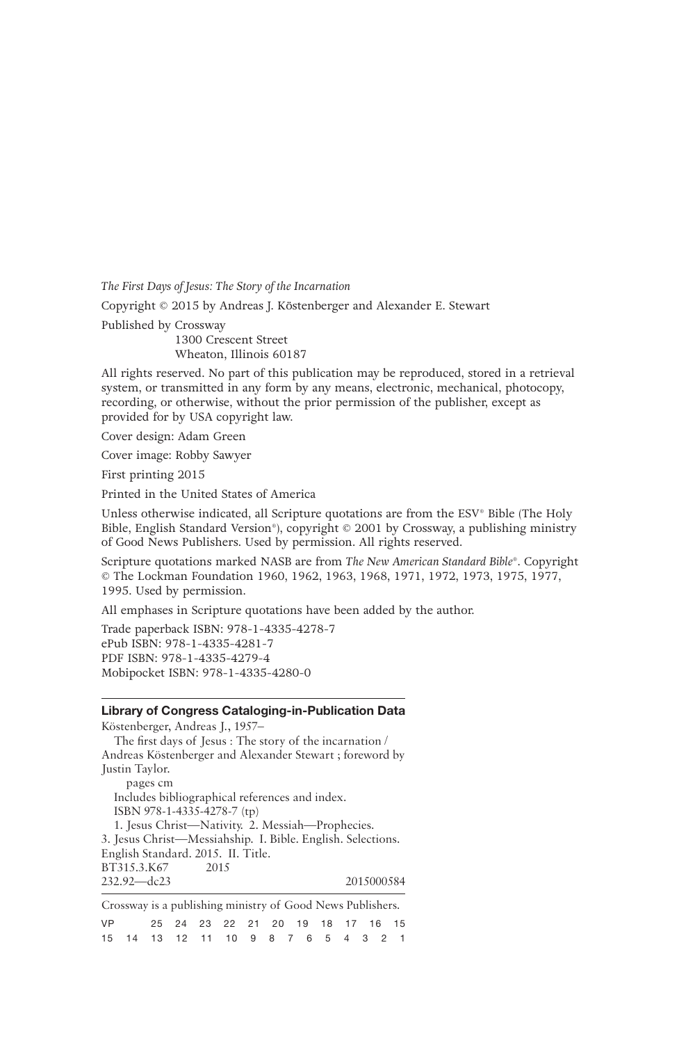*The First Days of Jesus: The Story of the Incarnation*

Copyright © 2015 by Andreas J. Köstenberger and Alexander E. Stewart

Published by Crossway
1300 Crescent Street
Wheaton, Illinois 60187

All rights reserved. No part of this publication may be reproduced, stored in a retrieval system, or transmitted in any form by any means, electronic, mechanical, photocopy, recording, or otherwise, without the prior permission of the publisher, except as provided for by USA copyright law.

Cover design: Adam Green

Cover image: Robby Sawyer

First printing 2015

Printed in the United States of America

Unless otherwise indicated, all Scripture quotations are from the ESV® Bible (The Holy Bible, English Standard Version®), copyright © 2001 by Crossway, a publishing ministry of Good News Publishers. Used by permission. All rights reserved.

Scripture quotations marked NASB are from *The New American Standard Bible®*. Copyright © The Lockman Foundation 1960, 1962, 1963, 1968, 1971, 1972, 1973, 1975, 1977, 1995. Used by permission.

All emphases in Scripture quotations have been added by the author.

Trade paperback ISBN: 978-1-4335-4278-7
ePub ISBN: 978-1-4335-4281-7
PDF ISBN: 978-1-4335-4279-4
Mobipocket ISBN: 978-1-4335-4280-0

---

**Library of Congress Cataloging-in-Publication Data**

Köstenberger, Andreas J., 1957–
The first days of Jesus : The story of the incarnation / Andreas Köstenberger and Alexander Stewart ; foreword by Justin Taylor.
pages cm
Includes bibliographical references and index.
ISBN 978-1-4335-4278-7 (tp)
1. Jesus Christ—Nativity. 2. Messiah—Prophecies. 3. Jesus Christ—Messiahship. I. Bible. English. Selections. English Standard. 2015. II. Title.
BT315.3.K67 2015
232.92—dc23 2015000584

---

Crossway is a publishing ministry of Good News Publishers.

VP 25 24 23 22 21 20 19 18 17 16 15
15 14 13 12 11 10 9 8 7 6 5 4 3 2 1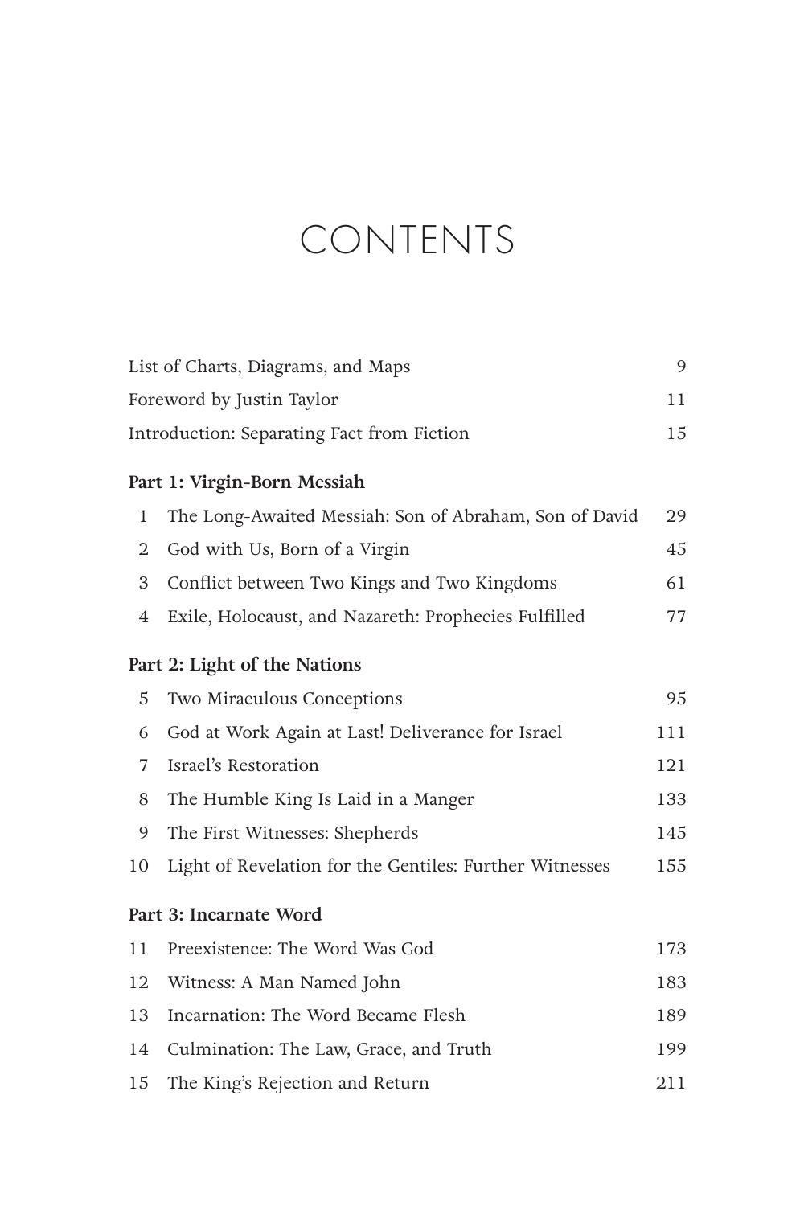# CONTENTS

| | |
|---|---|
| List of Charts, Diagrams, and Maps | 9 |
| Foreword by Justin Taylor | 11 |
| Introduction: Separating Fact from Fiction | 15 |

**Part 1: Virgin-Born Messiah**

| | | |
|---|---|---|
| 1 | The Long-Awaited Messiah: Son of Abraham, Son of David | 29 |
| 2 | God with Us, Born of a Virgin | 45 |
| 3 | Conflict between Two Kings and Two Kingdoms | 61 |
| 4 | Exile, Holocaust, and Nazareth: Prophecies Fulfilled | 77 |

**Part 2: Light of the Nations**

| | | |
|---|---|---|
| 5 | Two Miraculous Conceptions | 95 |
| 6 | God at Work Again at Last! Deliverance for Israel | 111 |
| 7 | Israel's Restoration | 121 |
| 8 | The Humble King Is Laid in a Manger | 133 |
| 9 | The First Witnesses: Shepherds | 145 |
| 10 | Light of Revelation for the Gentiles: Further Witnesses | 155 |

**Part 3: Incarnate Word**

| | | |
|---|---|---|
| 11 | Preexistence: The Word Was God | 173 |
| 12 | Witness: A Man Named John | 183 |
| 13 | Incarnation: The Word Became Flesh | 189 |
| 14 | Culmination: The Law, Grace, and Truth | 199 |
| 15 | The King's Rejection and Return | 211 |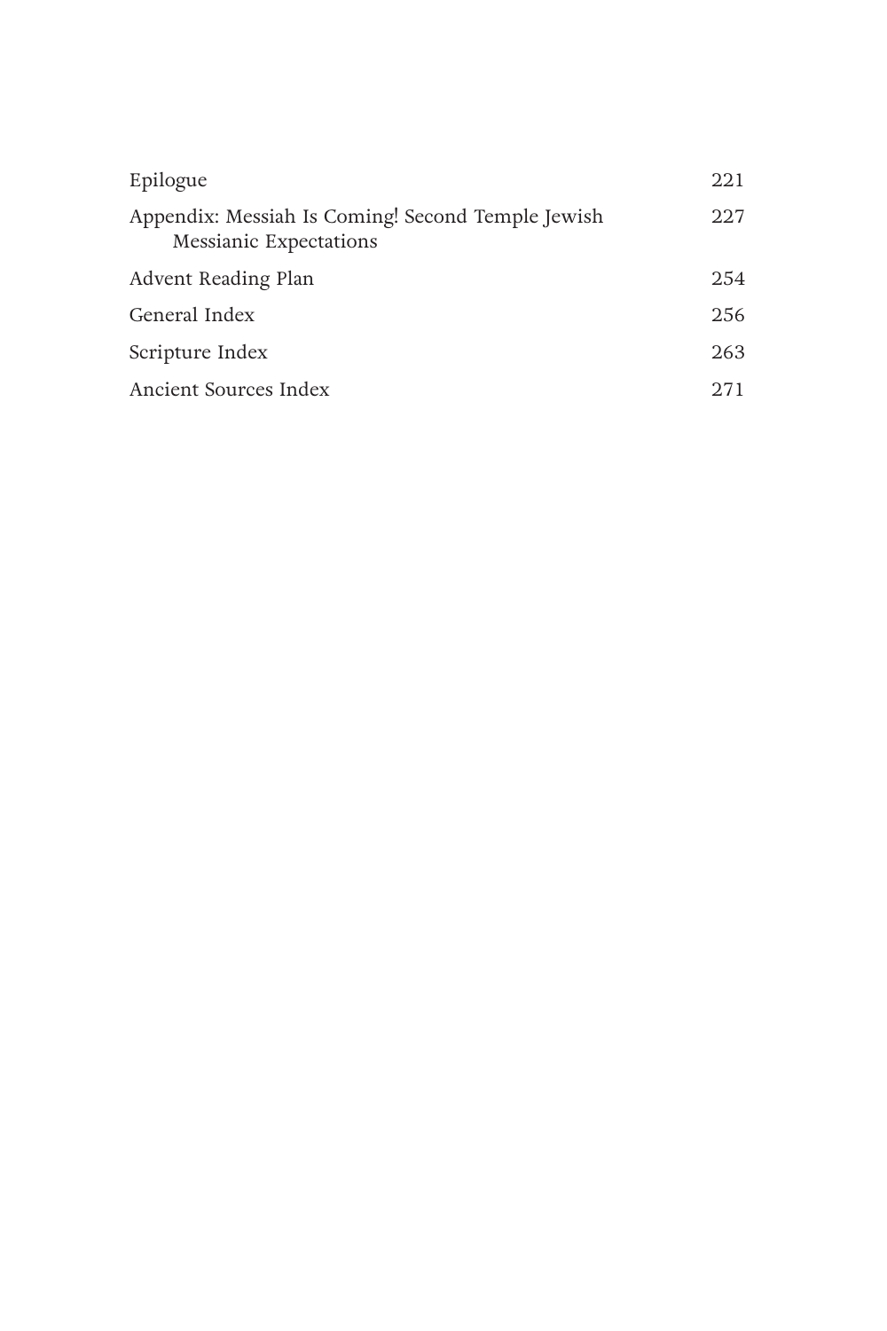| | |
|---|---|
| Epilogue | 221 |
| Appendix: Messiah Is Coming! Second Temple Jewish Messianic Expectations | 227 |
| Advent Reading Plan | 254 |
| General Index | 256 |
| Scripture Index | 263 |
| Ancient Sources Index | 271 |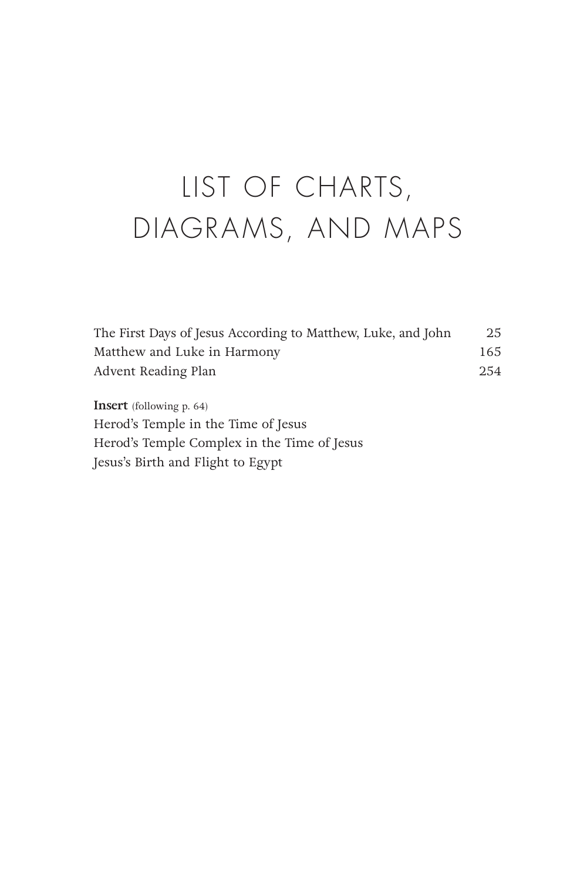# LIST OF CHARTS, DIAGRAMS, AND MAPS

| | |
|---|---|
| The First Days of Jesus According to Matthew, Luke, and John | 25 |
| Matthew and Luke in Harmony | 165 |
| Advent Reading Plan | 254 |

**Insert** (following p. 64)

Herod's Temple in the Time of Jesus
Herod's Temple Complex in the Time of Jesus
Jesus's Birth and Flight to Egypt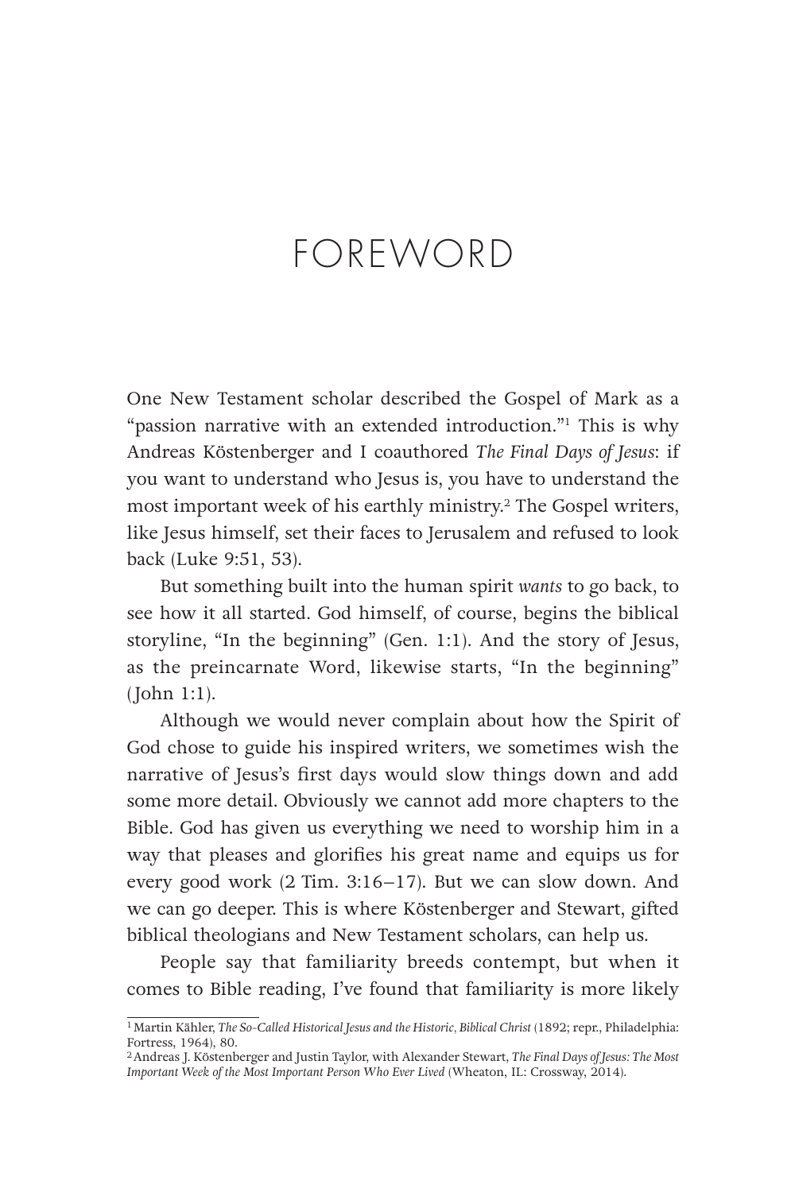# FOREWORD

One New Testament scholar described the Gospel of Mark as a "passion narrative with an extended introduction."[1] This is why Andreas Köstenberger and I coauthored *The Final Days of Jesus*: if you want to understand who Jesus is, you have to understand the most important week of his earthly ministry.[2] The Gospel writers, like Jesus himself, set their faces to Jerusalem and refused to look back (Luke 9:51, 53).

But something built into the human spirit *wants* to go back, to see how it all started. God himself, of course, begins the biblical storyline, "In the beginning" (Gen. 1:1). And the story of Jesus, as the preincarnate Word, likewise starts, "In the beginning" (John 1:1).

Although we would never complain about how the Spirit of God chose to guide his inspired writers, we sometimes wish the narrative of Jesus's first days would slow things down and add some more detail. Obviously we cannot add more chapters to the Bible. God has given us everything we need to worship him in a way that pleases and glorifies his great name and equips us for every good work (2 Tim. 3:16–17). But we can slow down. And we can go deeper. This is where Köstenberger and Stewart, gifted biblical theologians and New Testament scholars, can help us.

People say that familiarity breeds contempt, but when it comes to Bible reading, I've found that familiarity is more likely

---

[1] Martin Kähler, *The So-Called Historical Jesus and the Historic, Biblical Christ* (1892; repr., Philadelphia: Fortress, 1964), 80.

[2] Andreas J. Köstenberger and Justin Taylor, with Alexander Stewart, *The Final Days of Jesus: The Most Important Week of the Most Important Person Who Ever Lived* (Wheaton, IL: Crossway, 2014).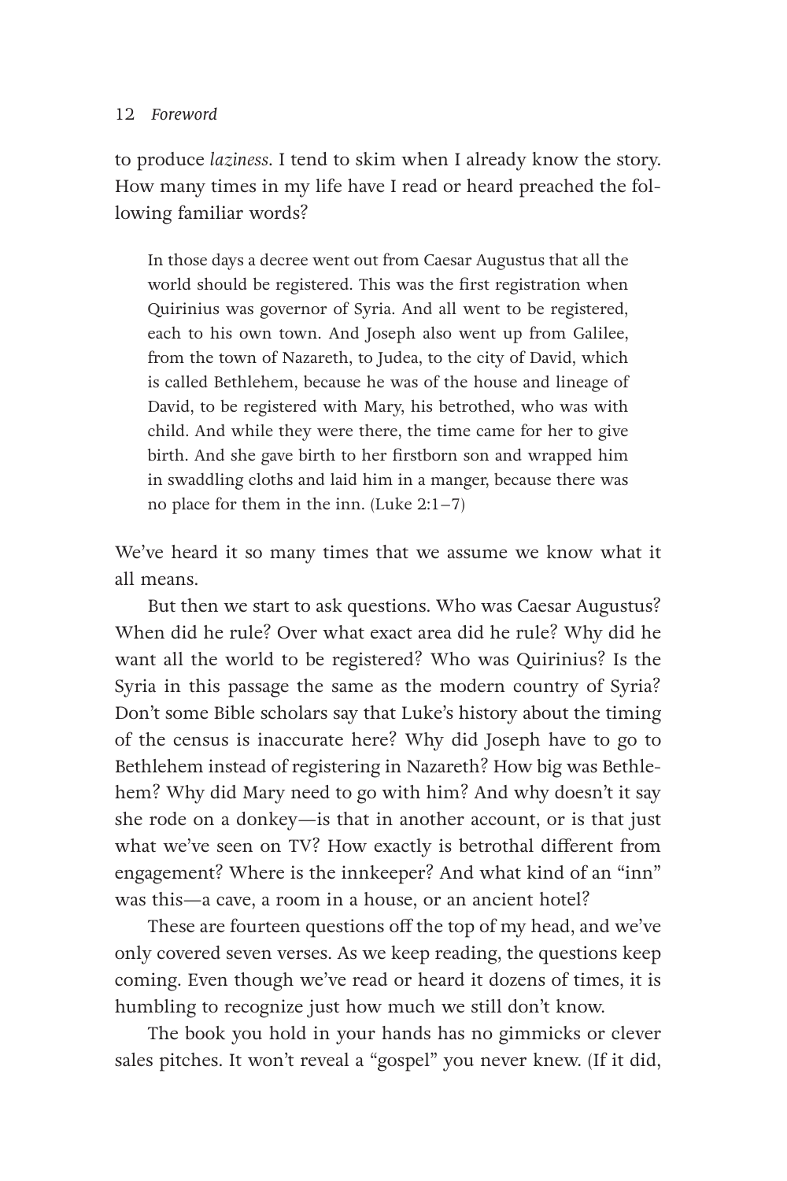to produce *laziness*. I tend to skim when I already know the story. How many times in my life have I read or heard preached the following familiar words?

> In those days a decree went out from Caesar Augustus that all the world should be registered. This was the first registration when Quirinius was governor of Syria. And all went to be registered, each to his own town. And Joseph also went up from Galilee, from the town of Nazareth, to Judea, to the city of David, which is called Bethlehem, because he was of the house and lineage of David, to be registered with Mary, his betrothed, who was with child. And while they were there, the time came for her to give birth. And she gave birth to her firstborn son and wrapped him in swaddling cloths and laid him in a manger, because there was no place for them in the inn. (Luke 2:1–7)

We've heard it so many times that we assume we know what it all means.

But then we start to ask questions. Who was Caesar Augustus? When did he rule? Over what exact area did he rule? Why did he want all the world to be registered? Who was Quirinius? Is the Syria in this passage the same as the modern country of Syria? Don't some Bible scholars say that Luke's history about the timing of the census is inaccurate here? Why did Joseph have to go to Bethlehem instead of registering in Nazareth? How big was Bethlehem? Why did Mary need to go with him? And why doesn't it say she rode on a donkey—is that in another account, or is that just what we've seen on TV? How exactly is betrothal different from engagement? Where is the innkeeper? And what kind of an "inn" was this—a cave, a room in a house, or an ancient hotel?

These are fourteen questions off the top of my head, and we've only covered seven verses. As we keep reading, the questions keep coming. Even though we've read or heard it dozens of times, it is humbling to recognize just how much we still don't know.

The book you hold in your hands has no gimmicks or clever sales pitches. It won't reveal a "gospel" you never knew. (If it did,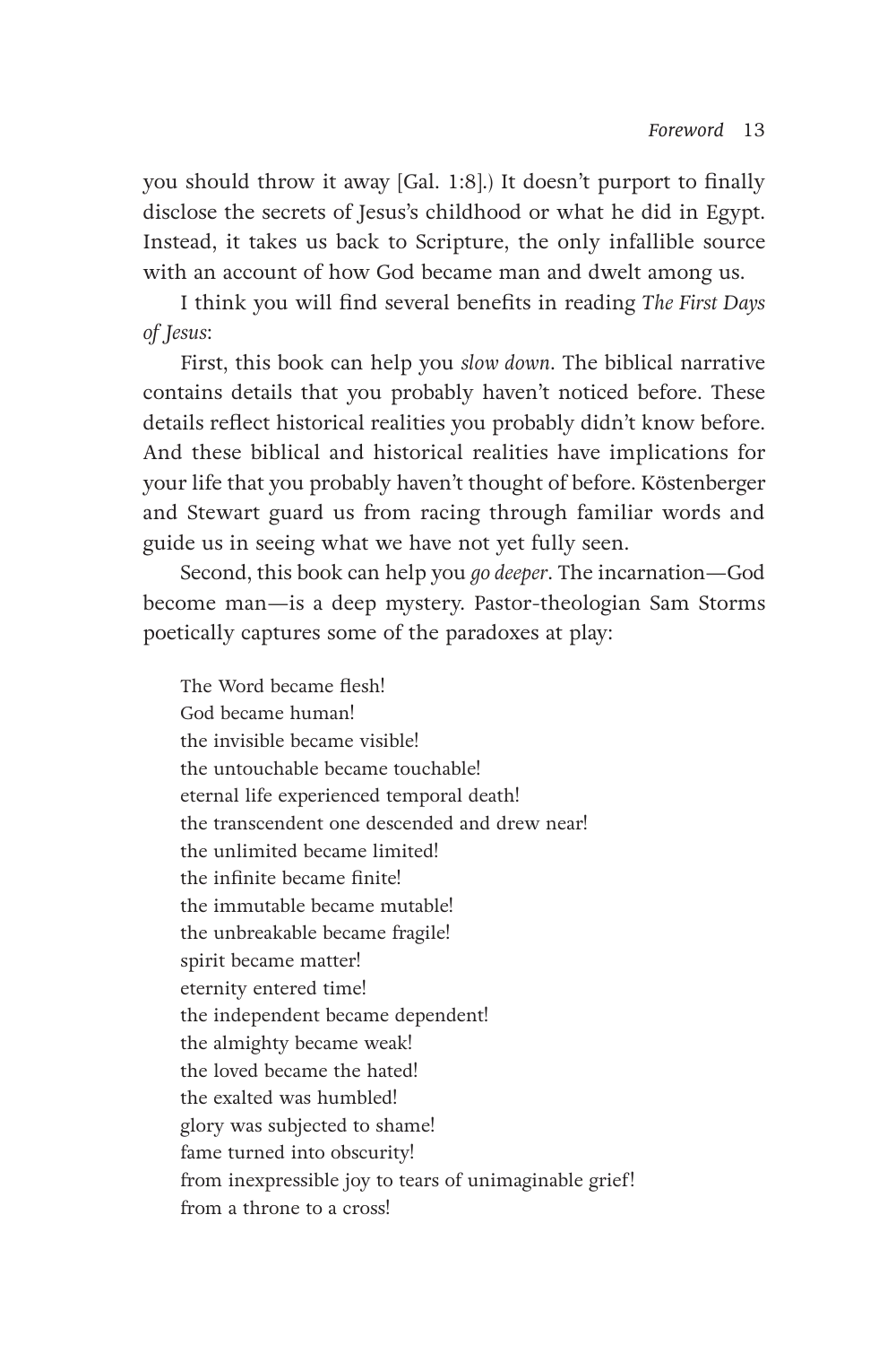you should throw it away [Gal. 1:8].) It doesn't purport to finally disclose the secrets of Jesus's childhood or what he did in Egypt. Instead, it takes us back to Scripture, the only infallible source with an account of how God became man and dwelt among us.

I think you will find several benefits in reading *The First Days of Jesus*:

First, this book can help you *slow down*. The biblical narrative contains details that you probably haven't noticed before. These details reflect historical realities you probably didn't know before. And these biblical and historical realities have implications for your life that you probably haven't thought of before. Köstenberger and Stewart guard us from racing through familiar words and guide us in seeing what we have not yet fully seen.

Second, this book can help you *go deeper*. The incarnation—God become man—is a deep mystery. Pastor-theologian Sam Storms poetically captures some of the paradoxes at play:

> The Word became flesh!
> God became human!
> the invisible became visible!
> the untouchable became touchable!
> eternal life experienced temporal death!
> the transcendent one descended and drew near!
> the unlimited became limited!
> the infinite became finite!
> the immutable became mutable!
> the unbreakable became fragile!
> spirit became matter!
> eternity entered time!
> the independent became dependent!
> the almighty became weak!
> the loved became the hated!
> the exalted was humbled!
> glory was subjected to shame!
> fame turned into obscurity!
> from inexpressible joy to tears of unimaginable grief!
> from a throne to a cross!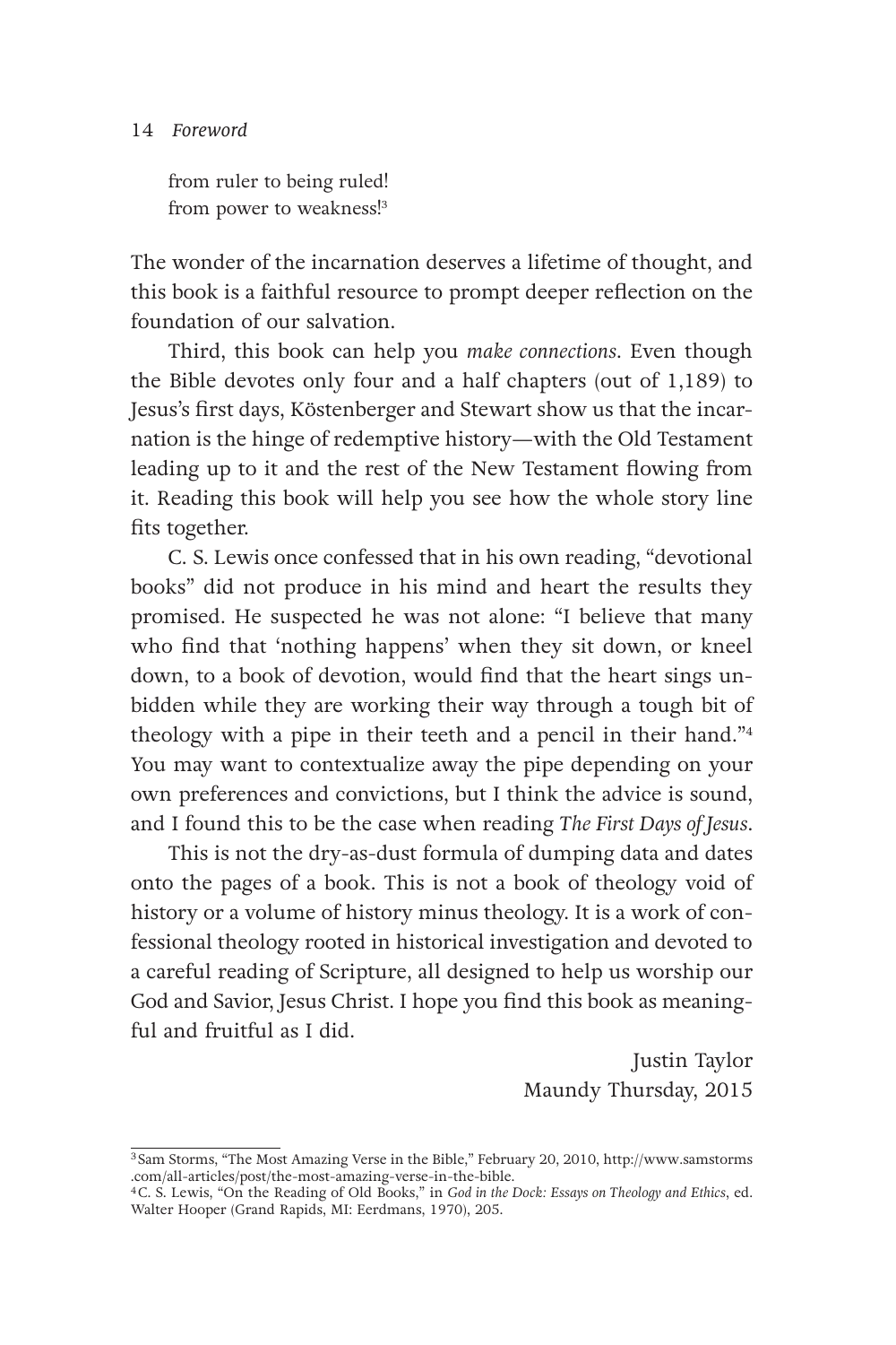from ruler to being ruled!
from power to weakness![3]

The wonder of the incarnation deserves a lifetime of thought, and this book is a faithful resource to prompt deeper reflection on the foundation of our salvation.

Third, this book can help you *make connections*. Even though the Bible devotes only four and a half chapters (out of 1,189) to Jesus's first days, Köstenberger and Stewart show us that the incarnation is the hinge of redemptive history—with the Old Testament leading up to it and the rest of the New Testament flowing from it. Reading this book will help you see how the whole story line fits together.

C. S. Lewis once confessed that in his own reading, "devotional books" did not produce in his mind and heart the results they promised. He suspected he was not alone: "I believe that many who find that 'nothing happens' when they sit down, or kneel down, to a book of devotion, would find that the heart sings unbidden while they are working their way through a tough bit of theology with a pipe in their teeth and a pencil in their hand."[4] You may want to contextualize away the pipe depending on your own preferences and convictions, but I think the advice is sound, and I found this to be the case when reading *The First Days of Jesus*.

This is not the dry-as-dust formula of dumping data and dates onto the pages of a book. This is not a book of theology void of history or a volume of history minus theology. It is a work of confessional theology rooted in historical investigation and devoted to a careful reading of Scripture, all designed to help us worship our God and Savior, Jesus Christ. I hope you find this book as meaningful and fruitful as I did.

Justin Taylor
Maundy Thursday, 2015

---

[3] Sam Storms, "The Most Amazing Verse in the Bible," February 20, 2010, http://www.samstorms.com/all-articles/post/the-most-amazing-verse-in-the-bible.

[4] C. S. Lewis, "On the Reading of Old Books," in *God in the Dock: Essays on Theology and Ethics*, ed. Walter Hooper (Grand Rapids, MI: Eerdmans, 1970), 205.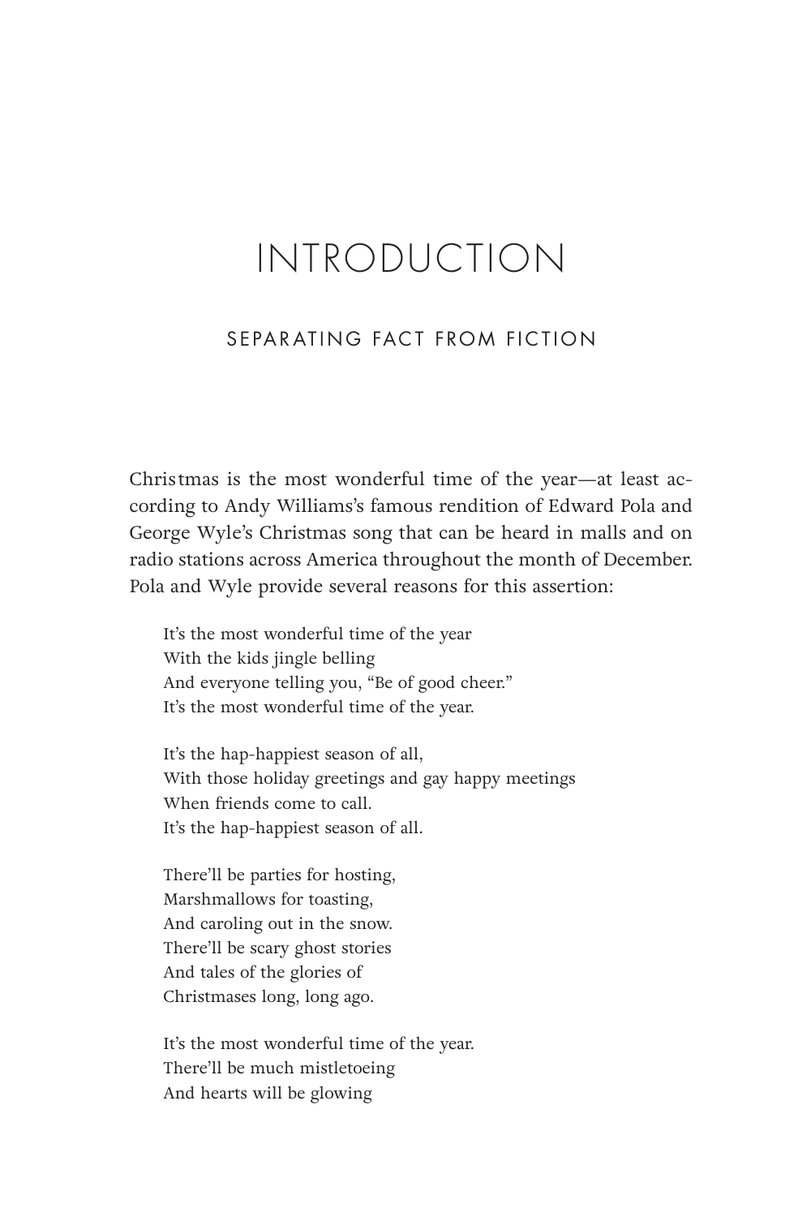# INTRODUCTION

## SEPARATING FACT FROM FICTION

Christmas is the most wonderful time of the year—at least according to Andy Williams's famous rendition of Edward Pola and George Wyle's Christmas song that can be heard in malls and on radio stations across America throughout the month of December. Pola and Wyle provide several reasons for this assertion:

> It's the most wonderful time of the year
> With the kids jingle belling
> And everyone telling you, "Be of good cheer."
> It's the most wonderful time of the year.
>
> It's the hap-happiest season of all,
> With those holiday greetings and gay happy meetings
> When friends come to call.
> It's the hap-happiest season of all.
>
> There'll be parties for hosting,
> Marshmallows for toasting,
> And caroling out in the snow.
> There'll be scary ghost stories
> And tales of the glories of
> Christmases long, long ago.
>
> It's the most wonderful time of the year.
> There'll be much mistletoeing
> And hearts will be glowing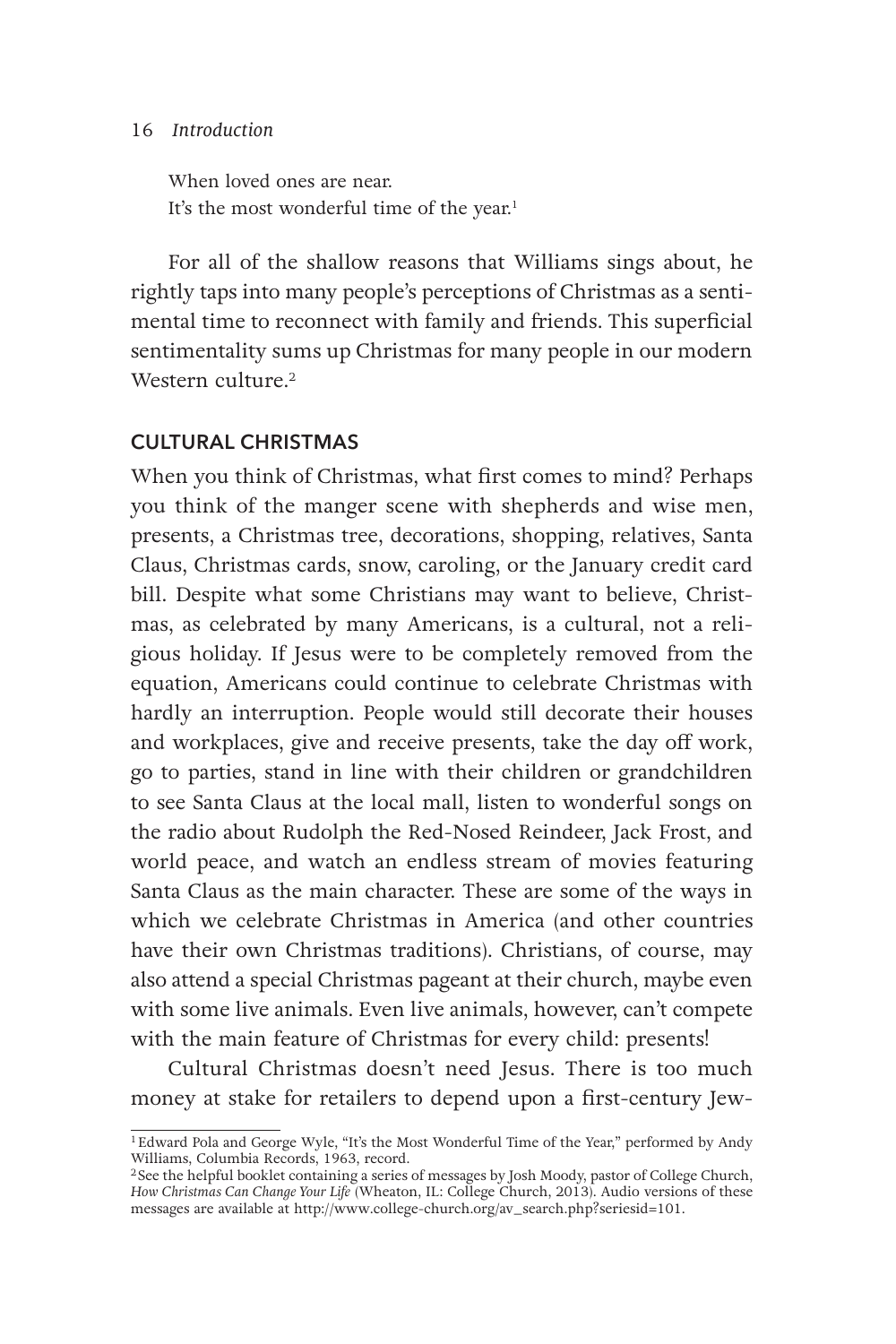When loved ones are near.
It's the most wonderful time of the year.[1]

For all of the shallow reasons that Williams sings about, he rightly taps into many people's perceptions of Christmas as a sentimental time to reconnect with family and friends. This superficial sentimentality sums up Christmas for many people in our modern Western culture.[2]

## CULTURAL CHRISTMAS

When you think of Christmas, what first comes to mind? Perhaps you think of the manger scene with shepherds and wise men, presents, a Christmas tree, decorations, shopping, relatives, Santa Claus, Christmas cards, snow, caroling, or the January credit card bill. Despite what some Christians may want to believe, Christmas, as celebrated by many Americans, is a cultural, not a religious holiday. If Jesus were to be completely removed from the equation, Americans could continue to celebrate Christmas with hardly an interruption. People would still decorate their houses and workplaces, give and receive presents, take the day off work, go to parties, stand in line with their children or grandchildren to see Santa Claus at the local mall, listen to wonderful songs on the radio about Rudolph the Red-Nosed Reindeer, Jack Frost, and world peace, and watch an endless stream of movies featuring Santa Claus as the main character. These are some of the ways in which we celebrate Christmas in America (and other countries have their own Christmas traditions). Christians, of course, may also attend a special Christmas pageant at their church, maybe even with some live animals. Even live animals, however, can't compete with the main feature of Christmas for every child: presents!

Cultural Christmas doesn't need Jesus. There is too much money at stake for retailers to depend upon a first-century Jew-

---

[1] Edward Pola and George Wyle, "It's the Most Wonderful Time of the Year," performed by Andy Williams, Columbia Records, 1963, record.

[2] See the helpful booklet containing a series of messages by Josh Moody, pastor of College Church, *How Christmas Can Change Your Life* (Wheaton, IL: College Church, 2013). Audio versions of these messages are available at http://www.college-church.org/av_search.php?seriesid=101.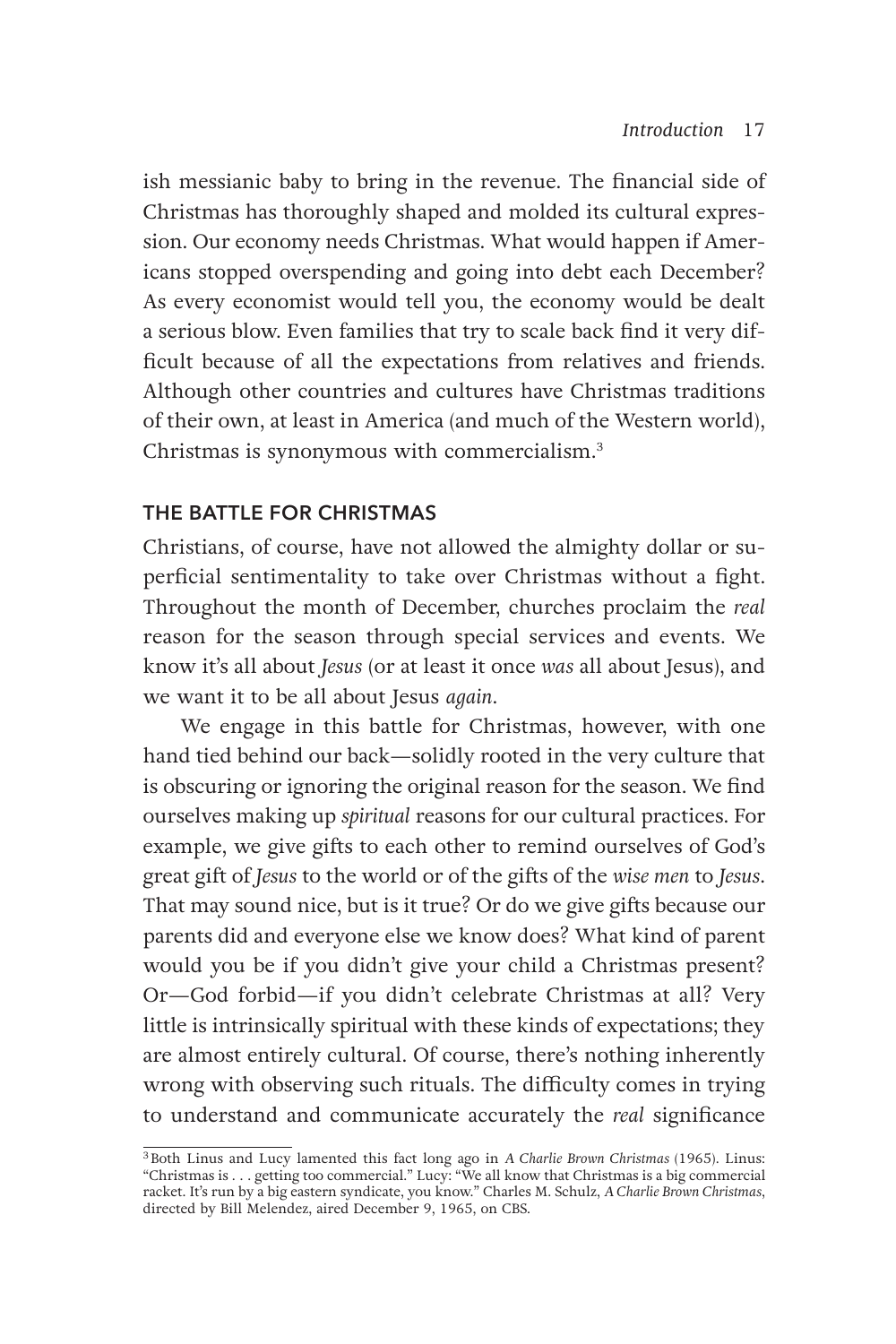ish messianic baby to bring in the revenue. The financial side of Christmas has thoroughly shaped and molded its cultural expression. Our economy needs Christmas. What would happen if Americans stopped overspending and going into debt each December? As every economist would tell you, the economy would be dealt a serious blow. Even families that try to scale back find it very difficult because of all the expectations from relatives and friends. Although other countries and cultures have Christmas traditions of their own, at least in America (and much of the Western world), Christmas is synonymous with commercialism.[3]

## THE BATTLE FOR CHRISTMAS

Christians, of course, have not allowed the almighty dollar or superficial sentimentality to take over Christmas without a fight. Throughout the month of December, churches proclaim the *real* reason for the season through special services and events. We know it's all about *Jesus* (or at least it once *was* all about Jesus), and we want it to be all about Jesus *again*.

We engage in this battle for Christmas, however, with one hand tied behind our back—solidly rooted in the very culture that is obscuring or ignoring the original reason for the season. We find ourselves making up *spiritual* reasons for our cultural practices. For example, we give gifts to each other to remind ourselves of God's great gift of *Jesus* to the world or of the gifts of the *wise men* to *Jesus*. That may sound nice, but is it true? Or do we give gifts because our parents did and everyone else we know does? What kind of parent would you be if you didn't give your child a Christmas present? Or—God forbid—if you didn't celebrate Christmas at all? Very little is intrinsically spiritual with these kinds of expectations; they are almost entirely cultural. Of course, there's nothing inherently wrong with observing such rituals. The difficulty comes in trying to understand and communicate accurately the *real* significance

[3] Both Linus and Lucy lamented this fact long ago in *A Charlie Brown Christmas* (1965). Linus: "Christmas is . . . getting too commercial." Lucy: "We all know that Christmas is a big commercial racket. It's run by a big eastern syndicate, you know." Charles M. Schulz, *A Charlie Brown Christmas*, directed by Bill Melendez, aired December 9, 1965, on CBS.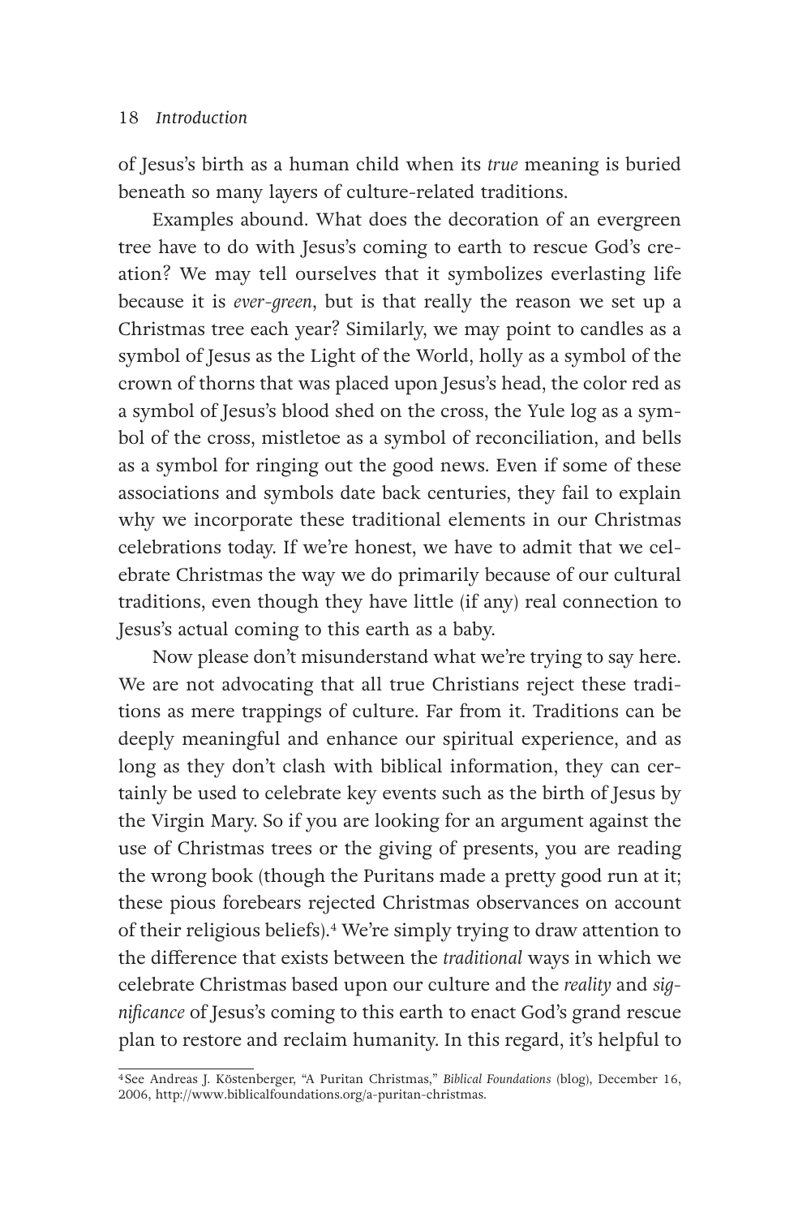of Jesus's birth as a human child when its *true* meaning is buried beneath so many layers of culture-related traditions.

Examples abound. What does the decoration of an evergreen tree have to do with Jesus's coming to earth to rescue God's creation? We may tell ourselves that it symbolizes everlasting life because it is *ever-green*, but is that really the reason we set up a Christmas tree each year? Similarly, we may point to candles as a symbol of Jesus as the Light of the World, holly as a symbol of the crown of thorns that was placed upon Jesus's head, the color red as a symbol of Jesus's blood shed on the cross, the Yule log as a symbol of the cross, mistletoe as a symbol of reconciliation, and bells as a symbol for ringing out the good news. Even if some of these associations and symbols date back centuries, they fail to explain why we incorporate these traditional elements in our Christmas celebrations today. If we're honest, we have to admit that we celebrate Christmas the way we do primarily because of our cultural traditions, even though they have little (if any) real connection to Jesus's actual coming to this earth as a baby.

Now please don't misunderstand what we're trying to say here. We are not advocating that all true Christians reject these traditions as mere trappings of culture. Far from it. Traditions can be deeply meaningful and enhance our spiritual experience, and as long as they don't clash with biblical information, they can certainly be used to celebrate key events such as the birth of Jesus by the Virgin Mary. So if you are looking for an argument against the use of Christmas trees or the giving of presents, you are reading the wrong book (though the Puritans made a pretty good run at it; these pious forebears rejected Christmas observances on account of their religious beliefs).[4] We're simply trying to draw attention to the difference that exists between the *traditional* ways in which we celebrate Christmas based upon our culture and the *reality* and *significance* of Jesus's coming to this earth to enact God's grand rescue plan to restore and reclaim humanity. In this regard, it's helpful to

[4] See Andreas J. Köstenberger, "A Puritan Christmas," *Biblical Foundations* (blog), December 16, 2006, http://www.biblicalfoundations.org/a-puritan-christmas.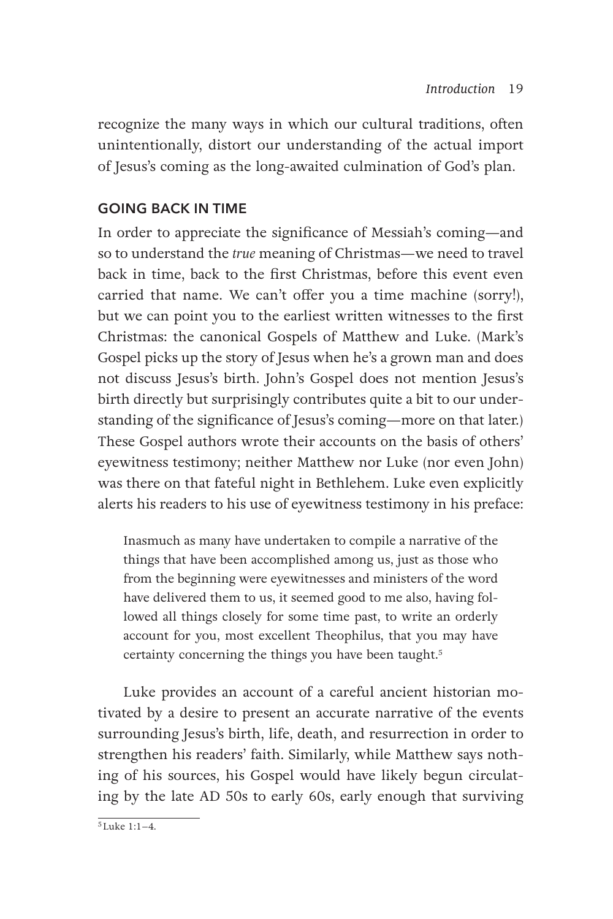recognize the many ways in which our cultural traditions, often unintentionally, distort our understanding of the actual import of Jesus's coming as the long-awaited culmination of God's plan.

## GOING BACK IN TIME

In order to appreciate the significance of Messiah's coming—and so to understand the *true* meaning of Christmas—we need to travel back in time, back to the first Christmas, before this event even carried that name. We can't offer you a time machine (sorry!), but we can point you to the earliest written witnesses to the first Christmas: the canonical Gospels of Matthew and Luke. (Mark's Gospel picks up the story of Jesus when he's a grown man and does not discuss Jesus's birth. John's Gospel does not mention Jesus's birth directly but surprisingly contributes quite a bit to our understanding of the significance of Jesus's coming—more on that later.) These Gospel authors wrote their accounts on the basis of others' eyewitness testimony; neither Matthew nor Luke (nor even John) was there on that fateful night in Bethlehem. Luke even explicitly alerts his readers to his use of eyewitness testimony in his preface:

> Inasmuch as many have undertaken to compile a narrative of the things that have been accomplished among us, just as those who from the beginning were eyewitnesses and ministers of the word have delivered them to us, it seemed good to me also, having followed all things closely for some time past, to write an orderly account for you, most excellent Theophilus, that you may have certainty concerning the things you have been taught.[5]

Luke provides an account of a careful ancient historian motivated by a desire to present an accurate narrative of the events surrounding Jesus's birth, life, death, and resurrection in order to strengthen his readers' faith. Similarly, while Matthew says nothing of his sources, his Gospel would have likely begun circulating by the late AD 50s to early 60s, early enough that surviving

[5] Luke 1:1–4.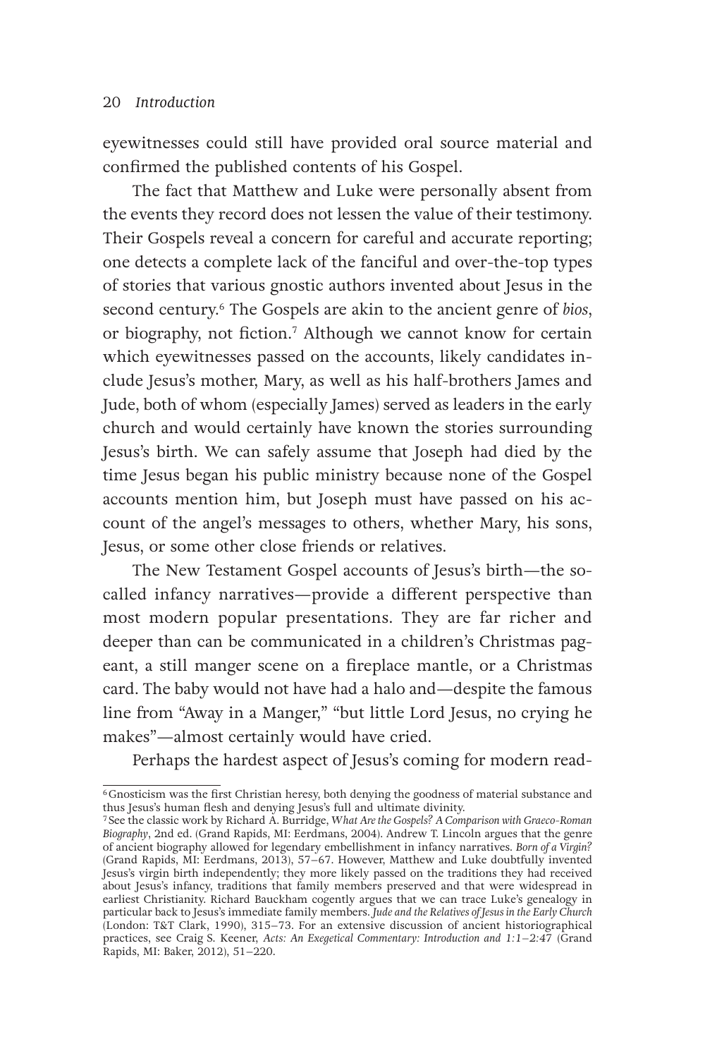eyewitnesses could still have provided oral source material and confirmed the published contents of his Gospel.

The fact that Matthew and Luke were personally absent from the events they record does not lessen the value of their testimony. Their Gospels reveal a concern for careful and accurate reporting; one detects a complete lack of the fanciful and over-the-top types of stories that various gnostic authors invented about Jesus in the second century.[6] The Gospels are akin to the ancient genre of *bios*, or biography, not fiction.[7] Although we cannot know for certain which eyewitnesses passed on the accounts, likely candidates include Jesus's mother, Mary, as well as his half-brothers James and Jude, both of whom (especially James) served as leaders in the early church and would certainly have known the stories surrounding Jesus's birth. We can safely assume that Joseph had died by the time Jesus began his public ministry because none of the Gospel accounts mention him, but Joseph must have passed on his account of the angel's messages to others, whether Mary, his sons, Jesus, or some other close friends or relatives.

The New Testament Gospel accounts of Jesus's birth—the so-called infancy narratives—provide a different perspective than most modern popular presentations. They are far richer and deeper than can be communicated in a children's Christmas pageant, a still manger scene on a fireplace mantle, or a Christmas card. The baby would not have had a halo and—despite the famous line from "Away in a Manger," "but little Lord Jesus, no crying he makes"—almost certainly would have cried.

Perhaps the hardest aspect of Jesus's coming for modern read-

---

[6] Gnosticism was the first Christian heresy, both denying the goodness of material substance and thus Jesus's human flesh and denying Jesus's full and ultimate divinity.

[7] See the classic work by Richard A. Burridge, *What Are the Gospels? A Comparison with Graeco-Roman Biography*, 2nd ed. (Grand Rapids, MI: Eerdmans, 2004). Andrew T. Lincoln argues that the genre of ancient biography allowed for legendary embellishment in infancy narratives. *Born of a Virgin?* (Grand Rapids, MI: Eerdmans, 2013), 57–67. However, Matthew and Luke doubtfully invented Jesus's virgin birth independently; they more likely passed on the traditions they had received about Jesus's infancy, traditions that family members preserved and that were widespread in earliest Christianity. Richard Bauckham cogently argues that we can trace Luke's genealogy in particular back to Jesus's immediate family members. *Jude and the Relatives of Jesus in the Early Church* (London: T&T Clark, 1990), 315–73. For an extensive discussion of ancient historiographical practices, see Craig S. Keener, *Acts: An Exegetical Commentary: Introduction and 1:1–2:47* (Grand Rapids, MI: Baker, 2012), 51–220.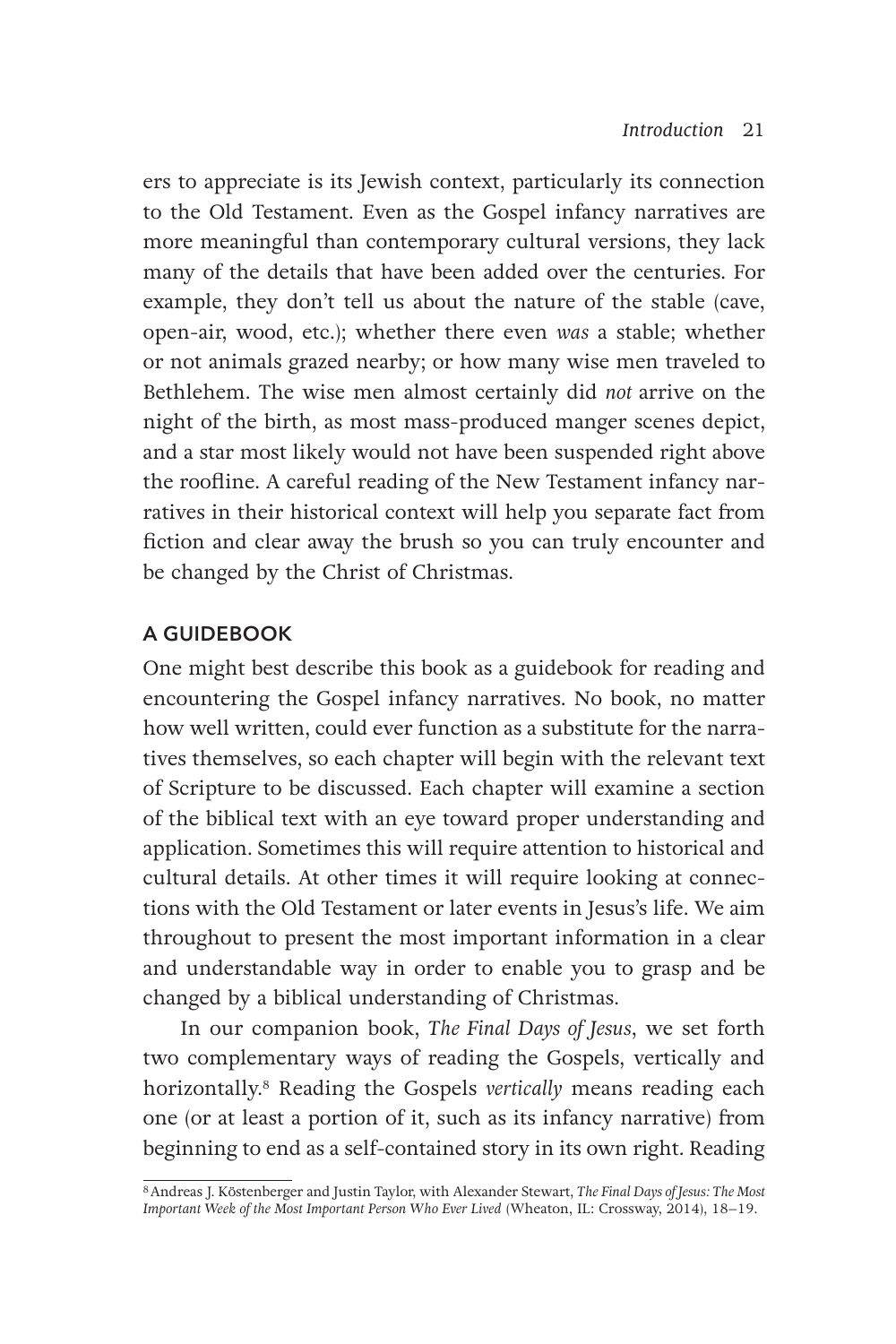ers to appreciate is its Jewish context, particularly its connection to the Old Testament. Even as the Gospel infancy narratives are more meaningful than contemporary cultural versions, they lack many of the details that have been added over the centuries. For example, they don't tell us about the nature of the stable (cave, open-air, wood, etc.); whether there even *was* a stable; whether or not animals grazed nearby; or how many wise men traveled to Bethlehem. The wise men almost certainly did *not* arrive on the night of the birth, as most mass-produced manger scenes depict, and a star most likely would not have been suspended right above the roofline. A careful reading of the New Testament infancy narratives in their historical context will help you separate fact from fiction and clear away the brush so you can truly encounter and be changed by the Christ of Christmas.

## A GUIDEBOOK

One might best describe this book as a guidebook for reading and encountering the Gospel infancy narratives. No book, no matter how well written, could ever function as a substitute for the narratives themselves, so each chapter will begin with the relevant text of Scripture to be discussed. Each chapter will examine a section of the biblical text with an eye toward proper understanding and application. Sometimes this will require attention to historical and cultural details. At other times it will require looking at connections with the Old Testament or later events in Jesus's life. We aim throughout to present the most important information in a clear and understandable way in order to enable you to grasp and be changed by a biblical understanding of Christmas.

In our companion book, *The Final Days of Jesus*, we set forth two complementary ways of reading the Gospels, vertically and horizontally.[8] Reading the Gospels *vertically* means reading each one (or at least a portion of it, such as its infancy narrative) from beginning to end as a self-contained story in its own right. Reading

[8] Andreas J. Köstenberger and Justin Taylor, with Alexander Stewart, *The Final Days of Jesus: The Most Important Week of the Most Important Person Who Ever Lived* (Wheaton, IL: Crossway, 2014), 18–19.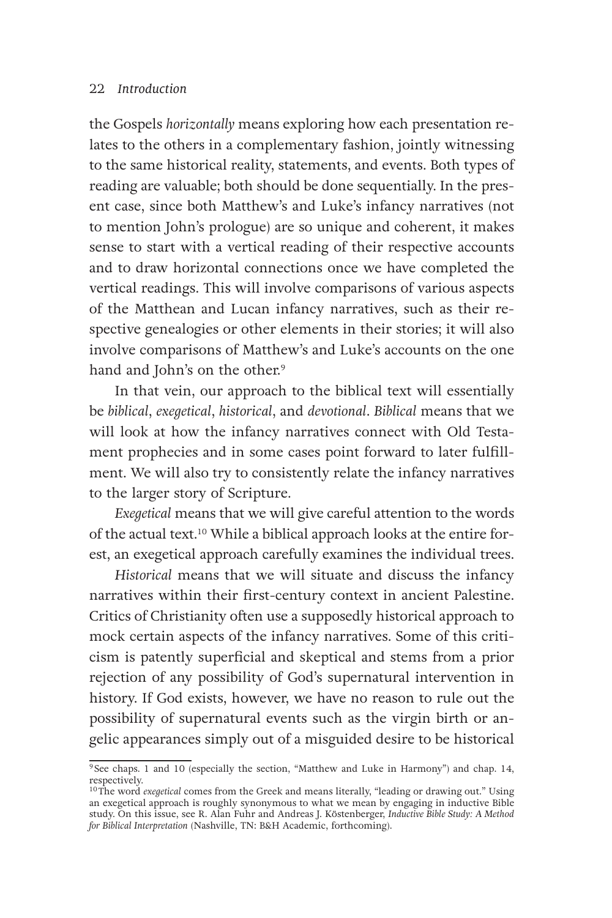the Gospels *horizontally* means exploring how each presentation relates to the others in a complementary fashion, jointly witnessing to the same historical reality, statements, and events. Both types of reading are valuable; both should be done sequentially. In the present case, since both Matthew's and Luke's infancy narratives (not to mention John's prologue) are so unique and coherent, it makes sense to start with a vertical reading of their respective accounts and to draw horizontal connections once we have completed the vertical readings. This will involve comparisons of various aspects of the Matthean and Lucan infancy narratives, such as their respective genealogies or other elements in their stories; it will also involve comparisons of Matthew's and Luke's accounts on the one hand and John's on the other.[9]

In that vein, our approach to the biblical text will essentially be *biblical*, *exegetical*, *historical*, and *devotional*. *Biblical* means that we will look at how the infancy narratives connect with Old Testament prophecies and in some cases point forward to later fulfillment. We will also try to consistently relate the infancy narratives to the larger story of Scripture.

*Exegetical* means that we will give careful attention to the words of the actual text.[10] While a biblical approach looks at the entire forest, an exegetical approach carefully examines the individual trees.

*Historical* means that we will situate and discuss the infancy narratives within their first-century context in ancient Palestine. Critics of Christianity often use a supposedly historical approach to mock certain aspects of the infancy narratives. Some of this criticism is patently superficial and skeptical and stems from a prior rejection of any possibility of God's supernatural intervention in history. If God exists, however, we have no reason to rule out the possibility of supernatural events such as the virgin birth or angelic appearances simply out of a misguided desire to be historical

---

[9] See chaps. 1 and 10 (especially the section, "Matthew and Luke in Harmony") and chap. 14, respectively.

[10] The word *exegetical* comes from the Greek and means literally, "leading or drawing out." Using an exegetical approach is roughly synonymous to what we mean by engaging in inductive Bible study. On this issue, see R. Alan Fuhr and Andreas J. Köstenberger, *Inductive Bible Study: A Method for Biblical Interpretation* (Nashville, TN: B&H Academic, forthcoming).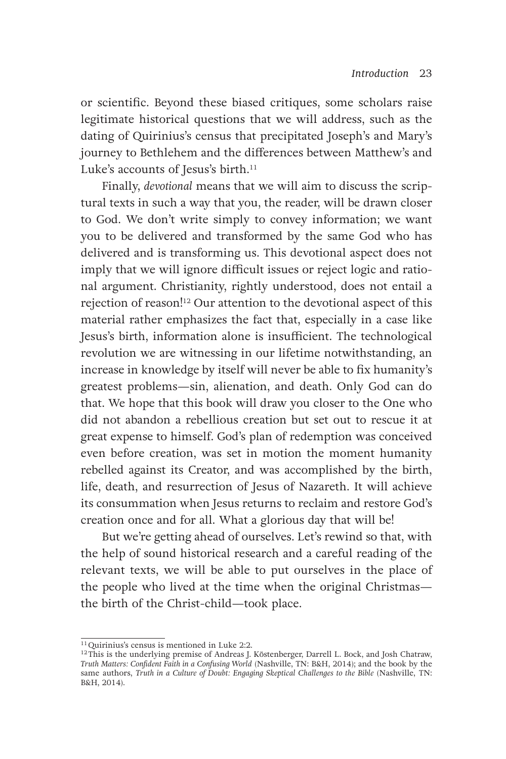or scientific. Beyond these biased critiques, some scholars raise legitimate historical questions that we will address, such as the dating of Quirinius's census that precipitated Joseph's and Mary's journey to Bethlehem and the differences between Matthew's and Luke's accounts of Jesus's birth.[11]

Finally, *devotional* means that we will aim to discuss the scriptural texts in such a way that you, the reader, will be drawn closer to God. We don't write simply to convey information; we want you to be delivered and transformed by the same God who has delivered and is transforming us. This devotional aspect does not imply that we will ignore difficult issues or reject logic and rational argument. Christianity, rightly understood, does not entail a rejection of reason![12] Our attention to the devotional aspect of this material rather emphasizes the fact that, especially in a case like Jesus's birth, information alone is insufficient. The technological revolution we are witnessing in our lifetime notwithstanding, an increase in knowledge by itself will never be able to fix humanity's greatest problems—sin, alienation, and death. Only God can do that. We hope that this book will draw you closer to the One who did not abandon a rebellious creation but set out to rescue it at great expense to himself. God's plan of redemption was conceived even before creation, was set in motion the moment humanity rebelled against its Creator, and was accomplished by the birth, life, death, and resurrection of Jesus of Nazareth. It will achieve its consummation when Jesus returns to reclaim and restore God's creation once and for all. What a glorious day that will be!

But we're getting ahead of ourselves. Let's rewind so that, with the help of sound historical research and a careful reading of the relevant texts, we will be able to put ourselves in the place of the people who lived at the time when the original Christmas—the birth of the Christ-child—took place.

---

[11] Quirinius's census is mentioned in Luke 2:2.

[12] This is the underlying premise of Andreas J. Köstenberger, Darrell L. Bock, and Josh Chatraw, *Truth Matters: Confident Faith in a Confusing World* (Nashville, TN: B&H, 2014); and the book by the same authors, *Truth in a Culture of Doubt: Engaging Skeptical Challenges to the Bible* (Nashville, TN: B&H, 2014).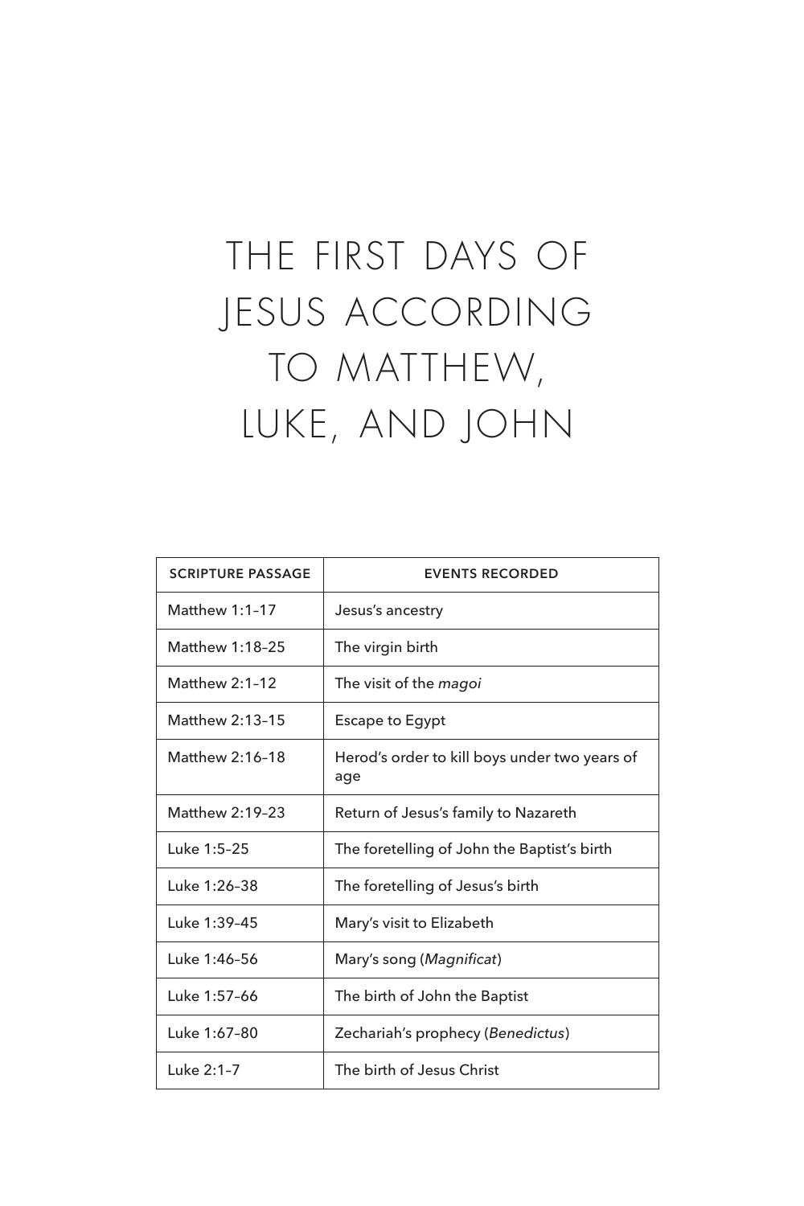# THE FIRST DAYS OF JESUS ACCORDING TO MATTHEW, LUKE, AND JOHN

| SCRIPTURE PASSAGE | EVENTS RECORDED |
|---|---|
| Matthew 1:1–17 | Jesus's ancestry |
| Matthew 1:18–25 | The virgin birth |
| Matthew 2:1–12 | The visit of the *magoi* |
| Matthew 2:13–15 | Escape to Egypt |
| Matthew 2:16–18 | Herod's order to kill boys under two years of age |
| Matthew 2:19–23 | Return of Jesus's family to Nazareth |
| Luke 1:5–25 | The foretelling of John the Baptist's birth |
| Luke 1:26–38 | The foretelling of Jesus's birth |
| Luke 1:39–45 | Mary's visit to Elizabeth |
| Luke 1:46–56 | Mary's song (*Magnificat*) |
| Luke 1:57–66 | The birth of John the Baptist |
| Luke 1:67–80 | Zechariah's prophecy (*Benedictus*) |
| Luke 2:1–7 | The birth of Jesus Christ |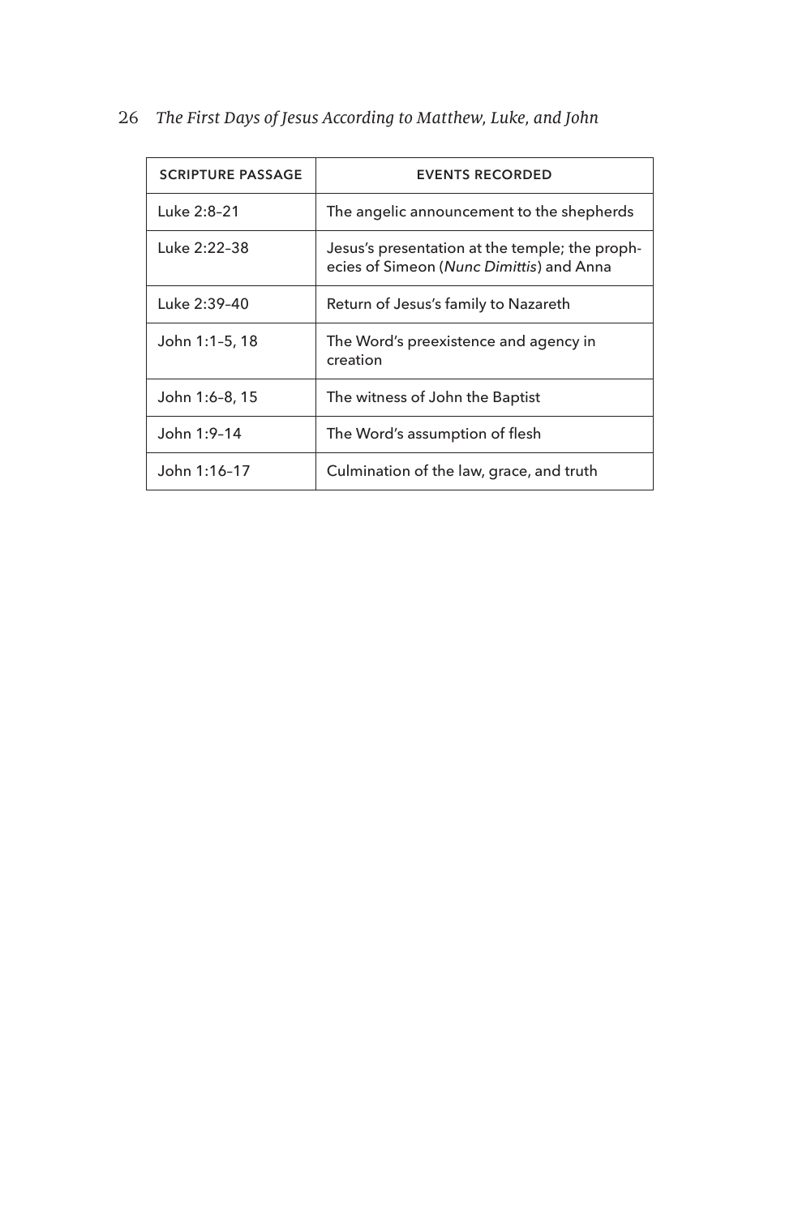| SCRIPTURE PASSAGE | EVENTS RECORDED |
|---|---|
| Luke 2:8–21 | The angelic announcement to the shepherds |
| Luke 2:22–38 | Jesus's presentation at the temple; the prophecies of Simeon (*Nunc Dimittis*) and Anna |
| Luke 2:39–40 | Return of Jesus's family to Nazareth |
| John 1:1–5, 18 | The Word's preexistence and agency in creation |
| John 1:6–8, 15 | The witness of John the Baptist |
| John 1:9–14 | The Word's assumption of flesh |
| John 1:16–17 | Culmination of the law, grace, and truth |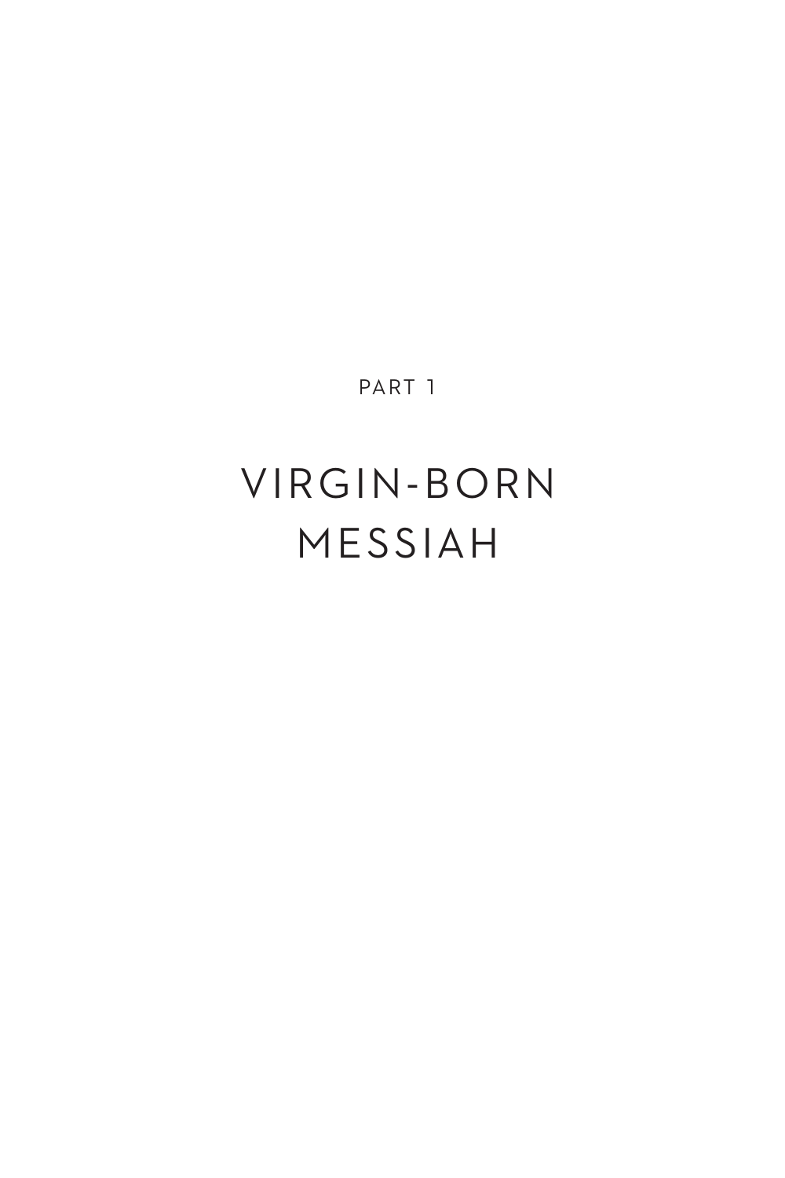PART 1

# VIRGIN-BORN MESSIAH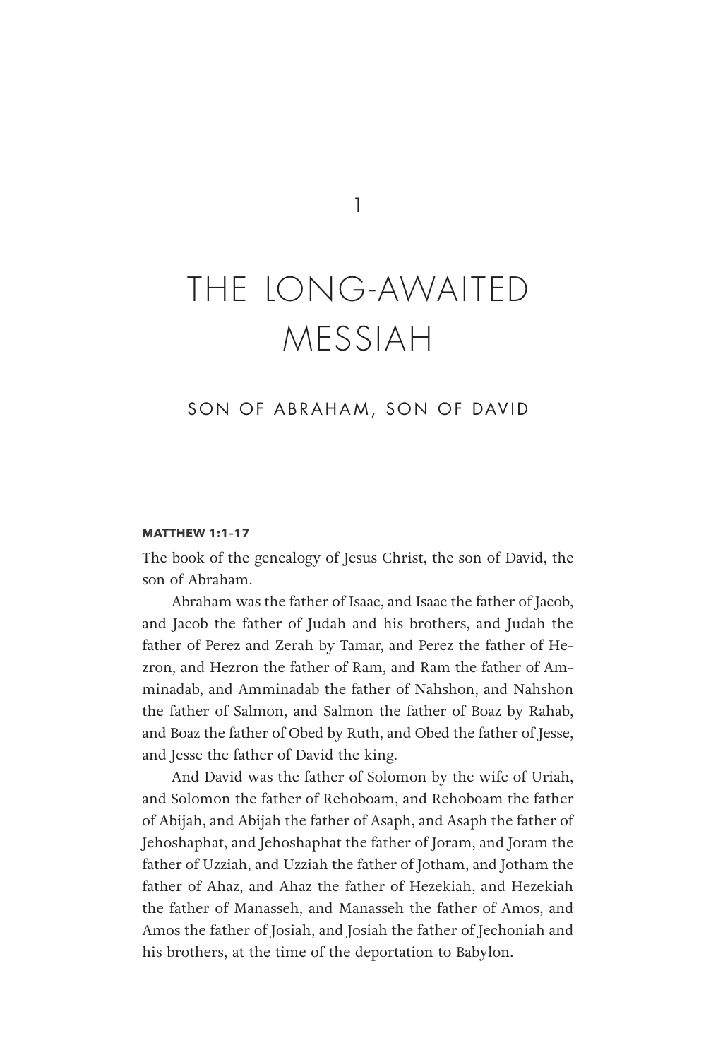1

# THE LONG-AWAITED MESSIAH

## SON OF ABRAHAM, SON OF DAVID

**MATTHEW 1:1–17**

The book of the genealogy of Jesus Christ, the son of David, the son of Abraham.

Abraham was the father of Isaac, and Isaac the father of Jacob, and Jacob the father of Judah and his brothers, and Judah the father of Perez and Zerah by Tamar, and Perez the father of Hezron, and Hezron the father of Ram, and Ram the father of Amminadab, and Amminadab the father of Nahshon, and Nahshon the father of Salmon, and Salmon the father of Boaz by Rahab, and Boaz the father of Obed by Ruth, and Obed the father of Jesse, and Jesse the father of David the king.

And David was the father of Solomon by the wife of Uriah, and Solomon the father of Rehoboam, and Rehoboam the father of Abijah, and Abijah the father of Asaph, and Asaph the father of Jehoshaphat, and Jehoshaphat the father of Joram, and Joram the father of Uzziah, and Uzziah the father of Jotham, and Jotham the father of Ahaz, and Ahaz the father of Hezekiah, and Hezekiah the father of Manasseh, and Manasseh the father of Amos, and Amos the father of Josiah, and Josiah the father of Jechoniah and his brothers, at the time of the deportation to Babylon.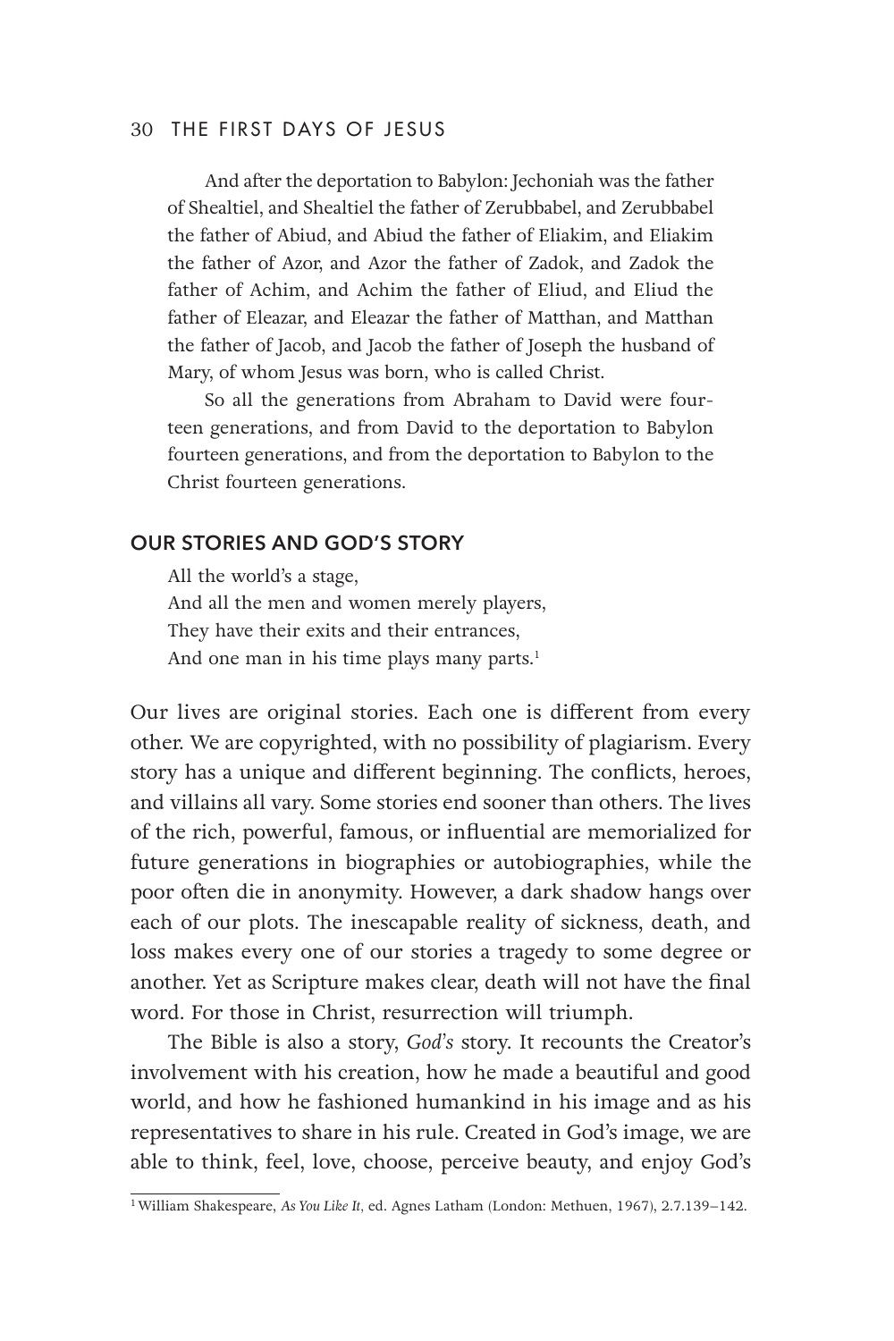And after the deportation to Babylon: Jechoniah was the father of Shealtiel, and Shealtiel the father of Zerubbabel, and Zerubbabel the father of Abiud, and Abiud the father of Eliakim, and Eliakim the father of Azor, and Azor the father of Zadok, and Zadok the father of Achim, and Achim the father of Eliud, and Eliud the father of Eleazar, and Eleazar the father of Matthan, and Matthan the father of Jacob, and Jacob the father of Joseph the husband of Mary, of whom Jesus was born, who is called Christ.

So all the generations from Abraham to David were fourteen generations, and from David to the deportation to Babylon fourteen generations, and from the deportation to Babylon to the Christ fourteen generations.

## OUR STORIES AND GOD'S STORY

All the world's a stage,
And all the men and women merely players,
They have their exits and their entrances,
And one man in his time plays many parts.[1]

Our lives are original stories. Each one is different from every other. We are copyrighted, with no possibility of plagiarism. Every story has a unique and different beginning. The conflicts, heroes, and villains all vary. Some stories end sooner than others. The lives of the rich, powerful, famous, or influential are memorialized for future generations in biographies or autobiographies, while the poor often die in anonymity. However, a dark shadow hangs over each of our plots. The inescapable reality of sickness, death, and loss makes every one of our stories a tragedy to some degree or another. Yet as Scripture makes clear, death will not have the final word. For those in Christ, resurrection will triumph.

The Bible is also a story, *God's* story. It recounts the Creator's involvement with his creation, how he made a beautiful and good world, and how he fashioned humankind in his image and as his representatives to share in his rule. Created in God's image, we are able to think, feel, love, choose, perceive beauty, and enjoy God's

[1] William Shakespeare, *As You Like It*, ed. Agnes Latham (London: Methuen, 1967), 2.7.139–142.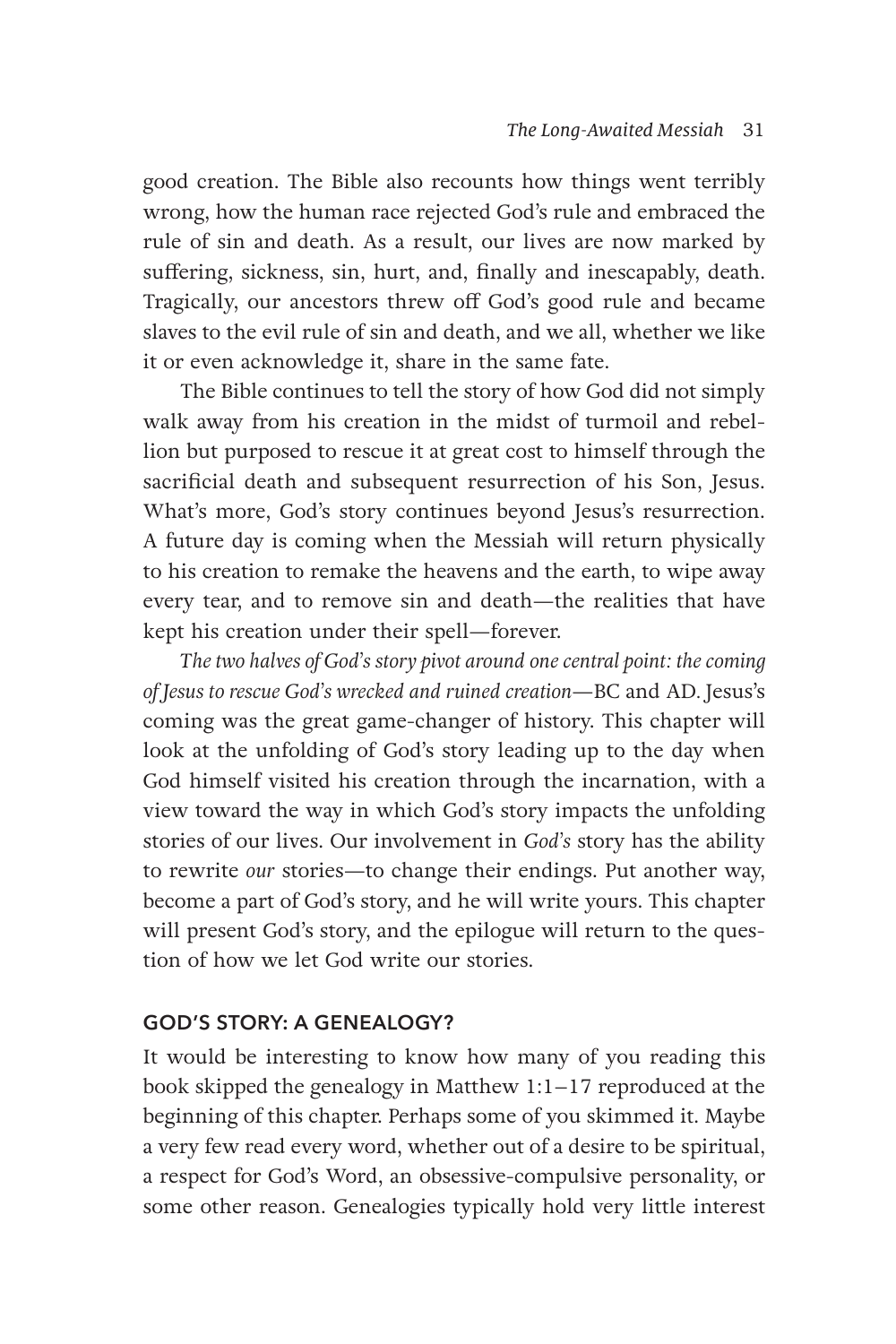good creation. The Bible also recounts how things went terribly wrong, how the human race rejected God's rule and embraced the rule of sin and death. As a result, our lives are now marked by suffering, sickness, sin, hurt, and, finally and inescapably, death. Tragically, our ancestors threw off God's good rule and became slaves to the evil rule of sin and death, and we all, whether we like it or even acknowledge it, share in the same fate.

The Bible continues to tell the story of how God did not simply walk away from his creation in the midst of turmoil and rebellion but purposed to rescue it at great cost to himself through the sacrificial death and subsequent resurrection of his Son, Jesus. What's more, God's story continues beyond Jesus's resurrection. A future day is coming when the Messiah will return physically to his creation to remake the heavens and the earth, to wipe away every tear, and to remove sin and death—the realities that have kept his creation under their spell—forever.

*The two halves of God's story pivot around one central point: the coming of Jesus to rescue God's wrecked and ruined creation*—BC and AD. Jesus's coming was the great game-changer of history. This chapter will look at the unfolding of God's story leading up to the day when God himself visited his creation through the incarnation, with a view toward the way in which God's story impacts the unfolding stories of our lives. Our involvement in *God's* story has the ability to rewrite *our* stories—to change their endings. Put another way, become a part of God's story, and he will write yours. This chapter will present God's story, and the epilogue will return to the question of how we let God write our stories.

## GOD'S STORY: A GENEALOGY?

It would be interesting to know how many of you reading this book skipped the genealogy in Matthew 1:1–17 reproduced at the beginning of this chapter. Perhaps some of you skimmed it. Maybe a very few read every word, whether out of a desire to be spiritual, a respect for God's Word, an obsessive-compulsive personality, or some other reason. Genealogies typically hold very little interest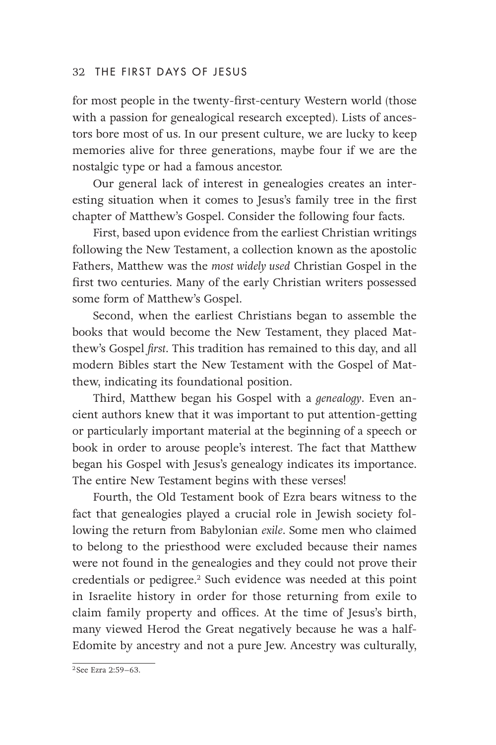for most people in the twenty-first-century Western world (those with a passion for genealogical research excepted). Lists of ancestors bore most of us. In our present culture, we are lucky to keep memories alive for three generations, maybe four if we are the nostalgic type or had a famous ancestor.

Our general lack of interest in genealogies creates an interesting situation when it comes to Jesus's family tree in the first chapter of Matthew's Gospel. Consider the following four facts.

First, based upon evidence from the earliest Christian writings following the New Testament, a collection known as the apostolic Fathers, Matthew was the *most widely used* Christian Gospel in the first two centuries. Many of the early Christian writers possessed some form of Matthew's Gospel.

Second, when the earliest Christians began to assemble the books that would become the New Testament, they placed Matthew's Gospel *first*. This tradition has remained to this day, and all modern Bibles start the New Testament with the Gospel of Matthew, indicating its foundational position.

Third, Matthew began his Gospel with a *genealogy*. Even ancient authors knew that it was important to put attention-getting or particularly important material at the beginning of a speech or book in order to arouse people's interest. The fact that Matthew began his Gospel with Jesus's genealogy indicates its importance. The entire New Testament begins with these verses!

Fourth, the Old Testament book of Ezra bears witness to the fact that genealogies played a crucial role in Jewish society following the return from Babylonian *exile*. Some men who claimed to belong to the priesthood were excluded because their names were not found in the genealogies and they could not prove their credentials or pedigree.[2] Such evidence was needed at this point in Israelite history in order for those returning from exile to claim family property and offices. At the time of Jesus's birth, many viewed Herod the Great negatively because he was a half-Edomite by ancestry and not a pure Jew. Ancestry was culturally,

[2] See Ezra 2:59–63.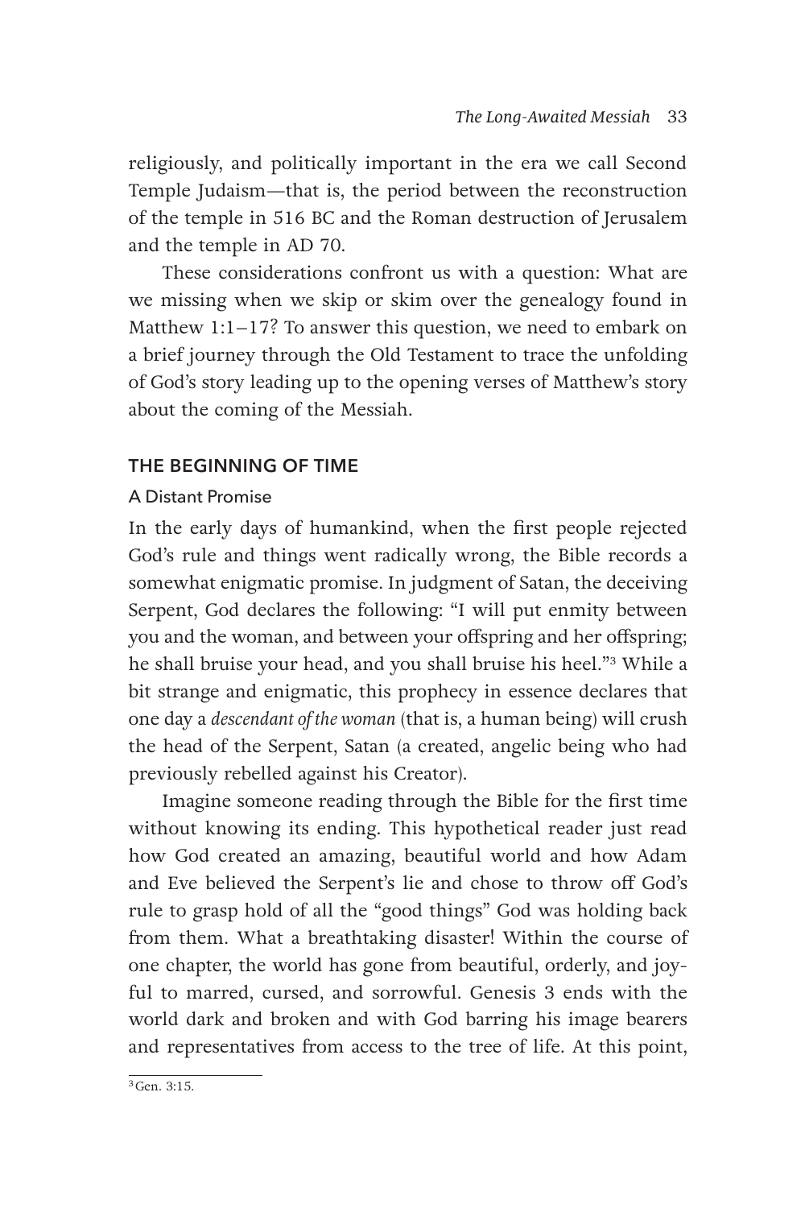religiously, and politically important in the era we call Second Temple Judaism—that is, the period between the reconstruction of the temple in 516 BC and the Roman destruction of Jerusalem and the temple in AD 70.

These considerations confront us with a question: What are we missing when we skip or skim over the genealogy found in Matthew 1:1–17? To answer this question, we need to embark on a brief journey through the Old Testament to trace the unfolding of God's story leading up to the opening verses of Matthew's story about the coming of the Messiah.

## THE BEGINNING OF TIME

### A Distant Promise

In the early days of humankind, when the first people rejected God's rule and things went radically wrong, the Bible records a somewhat enigmatic promise. In judgment of Satan, the deceiving Serpent, God declares the following: "I will put enmity between you and the woman, and between your offspring and her offspring; he shall bruise your head, and you shall bruise his heel."[3] While a bit strange and enigmatic, this prophecy in essence declares that one day a *descendant of the woman* (that is, a human being) will crush the head of the Serpent, Satan (a created, angelic being who had previously rebelled against his Creator).

Imagine someone reading through the Bible for the first time without knowing its ending. This hypothetical reader just read how God created an amazing, beautiful world and how Adam and Eve believed the Serpent's lie and chose to throw off God's rule to grasp hold of all the "good things" God was holding back from them. What a breathtaking disaster! Within the course of one chapter, the world has gone from beautiful, orderly, and joyful to marred, cursed, and sorrowful. Genesis 3 ends with the world dark and broken and with God barring his image bearers and representatives from access to the tree of life. At this point,

[3] Gen. 3:15.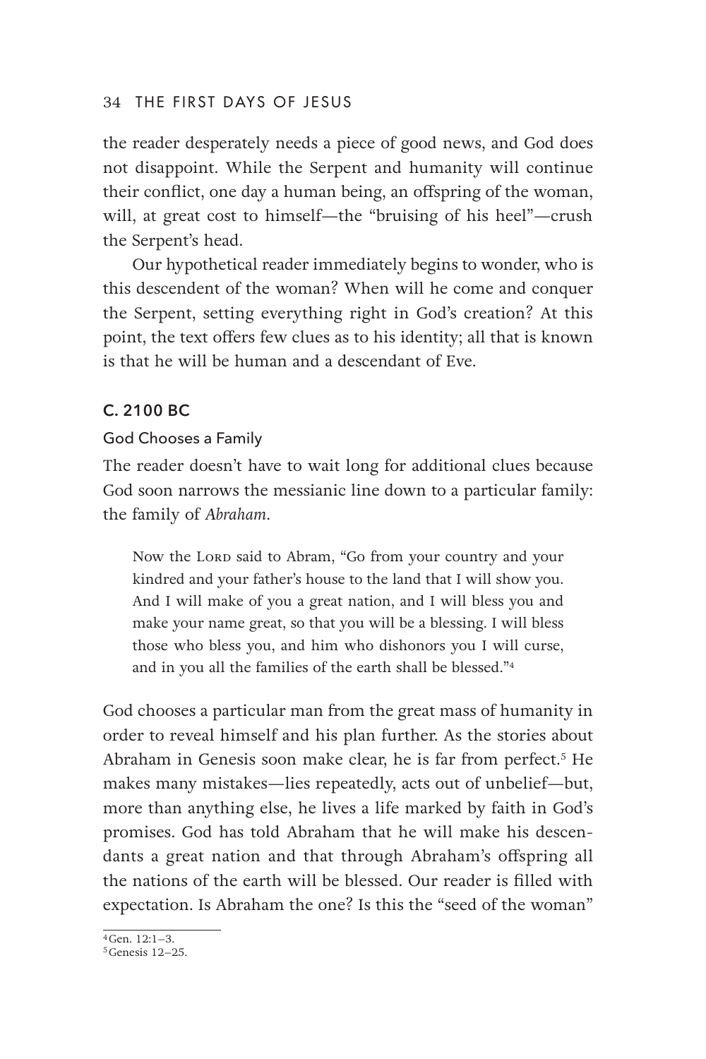the reader desperately needs a piece of good news, and God does not disappoint. While the Serpent and humanity will continue their conflict, one day a human being, an offspring of the woman, will, at great cost to himself—the "bruising of his heel"—crush the Serpent's head.

Our hypothetical reader immediately begins to wonder, who is this descendent of the woman? When will he come and conquer the Serpent, setting everything right in God's creation? At this point, the text offers few clues as to his identity; all that is known is that he will be human and a descendant of Eve.

## C. 2100 BC

### God Chooses a Family

The reader doesn't have to wait long for additional clues because God soon narrows the messianic line down to a particular family: the family of *Abraham*.

> Now the Lord said to Abram, "Go from your country and your kindred and your father's house to the land that I will show you. And I will make of you a great nation, and I will bless you and make your name great, so that you will be a blessing. I will bless those who bless you, and him who dishonors you I will curse, and in you all the families of the earth shall be blessed."[4]

God chooses a particular man from the great mass of humanity in order to reveal himself and his plan further. As the stories about Abraham in Genesis soon make clear, he is far from perfect.[5] He makes many mistakes—lies repeatedly, acts out of unbelief—but, more than anything else, he lives a life marked by faith in God's promises. God has told Abraham that he will make his descendants a great nation and that through Abraham's offspring all the nations of the earth will be blessed. Our reader is filled with expectation. Is Abraham the one? Is this the "seed of the woman"

---

[4] Gen. 12:1–3.

[5] Genesis 12–25.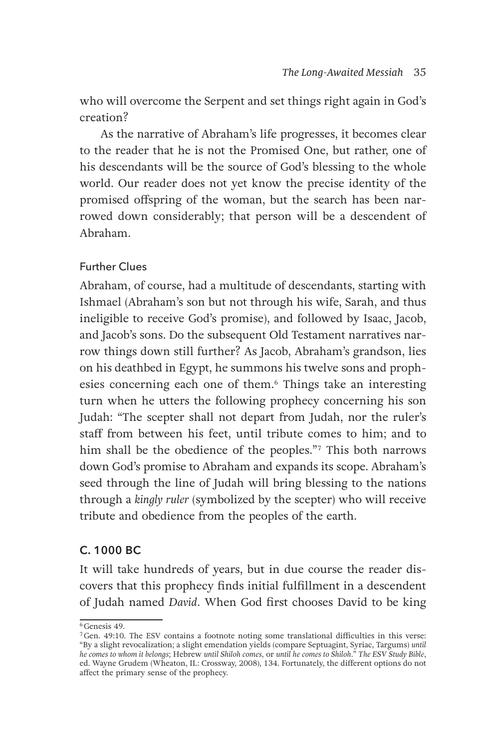who will overcome the Serpent and set things right again in God's creation?

As the narrative of Abraham's life progresses, it becomes clear to the reader that he is not the Promised One, but rather, one of his descendants will be the source of God's blessing to the whole world. Our reader does not yet know the precise identity of the promised offspring of the woman, but the search has been narrowed down considerably; that person will be a descendent of Abraham.

### Further Clues

Abraham, of course, had a multitude of descendants, starting with Ishmael (Abraham's son but not through his wife, Sarah, and thus ineligible to receive God's promise), and followed by Isaac, Jacob, and Jacob's sons. Do the subsequent Old Testament narratives narrow things down still further? As Jacob, Abraham's grandson, lies on his deathbed in Egypt, he summons his twelve sons and prophesies concerning each one of them.[6] Things take an interesting turn when he utters the following prophecy concerning his son Judah: "The scepter shall not depart from Judah, nor the ruler's staff from between his feet, until tribute comes to him; and to him shall be the obedience of the peoples."[7] This both narrows down God's promise to Abraham and expands its scope. Abraham's seed through the line of Judah will bring blessing to the nations through a *kingly ruler* (symbolized by the scepter) who will receive tribute and obedience from the peoples of the earth.

## C. 1000 BC

It will take hundreds of years, but in due course the reader discovers that this prophecy finds initial fulfillment in a descendent of Judah named *David*. When God first chooses David to be king

---

[6] Genesis 49.

[7] Gen. 49:10. The ESV contains a footnote noting some translational difficulties in this verse: "By a slight revocalization; a slight emendation yields (compare Septuagint, Syriac, Targums) *until he comes to whom it belongs*; Hebrew *until Shiloh comes*, or *until he comes to Shiloh*." *The ESV Study Bible*, ed. Wayne Grudem (Wheaton, IL: Crossway, 2008), 134. Fortunately, the different options do not affect the primary sense of the prophecy.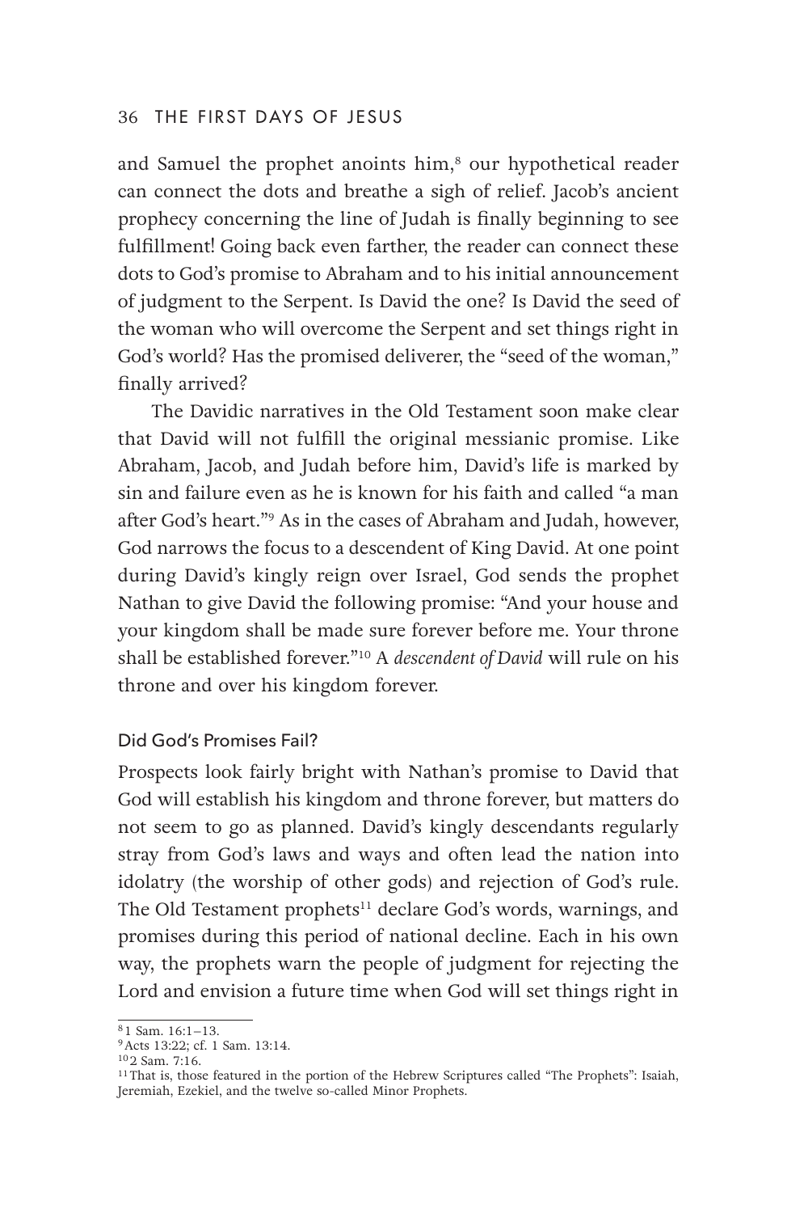and Samuel the prophet anoints him,[8] our hypothetical reader can connect the dots and breathe a sigh of relief. Jacob's ancient prophecy concerning the line of Judah is finally beginning to see fulfillment! Going back even farther, the reader can connect these dots to God's promise to Abraham and to his initial announcement of judgment to the Serpent. Is David the one? Is David the seed of the woman who will overcome the Serpent and set things right in God's world? Has the promised deliverer, the "seed of the woman," finally arrived?

The Davidic narratives in the Old Testament soon make clear that David will not fulfill the original messianic promise. Like Abraham, Jacob, and Judah before him, David's life is marked by sin and failure even as he is known for his faith and called "a man after God's heart."[9] As in the cases of Abraham and Judah, however, God narrows the focus to a descendent of King David. At one point during David's kingly reign over Israel, God sends the prophet Nathan to give David the following promise: "And your house and your kingdom shall be made sure forever before me. Your throne shall be established forever."[10] A *descendent of David* will rule on his throne and over his kingdom forever.

### Did God's Promises Fail?

Prospects look fairly bright with Nathan's promise to David that God will establish his kingdom and throne forever, but matters do not seem to go as planned. David's kingly descendants regularly stray from God's laws and ways and often lead the nation into idolatry (the worship of other gods) and rejection of God's rule. The Old Testament prophets[11] declare God's words, warnings, and promises during this period of national decline. Each in his own way, the prophets warn the people of judgment for rejecting the Lord and envision a future time when God will set things right in

---

[8] 1 Sam. 16:1–13.

[9] Acts 13:22; cf. 1 Sam. 13:14.

[10] 2 Sam. 7:16.

[11] That is, those featured in the portion of the Hebrew Scriptures called "The Prophets": Isaiah, Jeremiah, Ezekiel, and the twelve so-called Minor Prophets.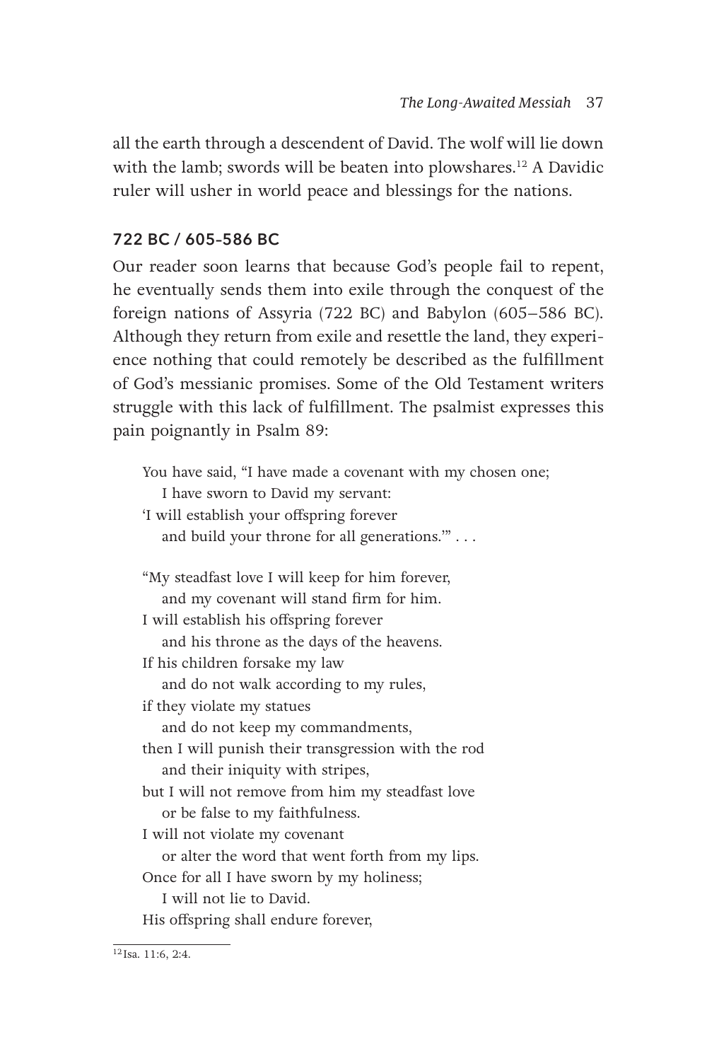all the earth through a descendent of David. The wolf will lie down with the lamb; swords will be beaten into plowshares.[12] A Davidic ruler will usher in world peace and blessings for the nations.

### 722 BC / 605–586 BC

Our reader soon learns that because God's people fail to repent, he eventually sends them into exile through the conquest of the foreign nations of Assyria (722 BC) and Babylon (605–586 BC). Although they return from exile and resettle the land, they experience nothing that could remotely be described as the fulfillment of God's messianic promises. Some of the Old Testament writers struggle with this lack of fulfillment. The psalmist expresses this pain poignantly in Psalm 89:

> You have said, "I have made a covenant with my chosen one;
> &nbsp;&nbsp;&nbsp;&nbsp;I have sworn to David my servant:
> 'I will establish your offspring forever
> &nbsp;&nbsp;&nbsp;&nbsp;and build your throne for all generations.'" . . .
>
> "My steadfast love I will keep for him forever,
> &nbsp;&nbsp;&nbsp;&nbsp;and my covenant will stand firm for him.
> I will establish his offspring forever
> &nbsp;&nbsp;&nbsp;&nbsp;and his throne as the days of the heavens.
> If his children forsake my law
> &nbsp;&nbsp;&nbsp;&nbsp;and do not walk according to my rules,
> if they violate my statues
> &nbsp;&nbsp;&nbsp;&nbsp;and do not keep my commandments,
> then I will punish their transgression with the rod
> &nbsp;&nbsp;&nbsp;&nbsp;and their iniquity with stripes,
> but I will not remove from him my steadfast love
> &nbsp;&nbsp;&nbsp;&nbsp;or be false to my faithfulness.
> I will not violate my covenant
> &nbsp;&nbsp;&nbsp;&nbsp;or alter the word that went forth from my lips.
> Once for all I have sworn by my holiness;
> &nbsp;&nbsp;&nbsp;&nbsp;I will not lie to David.
> His offspring shall endure forever,

[12] Isa. 11:6, 2:4.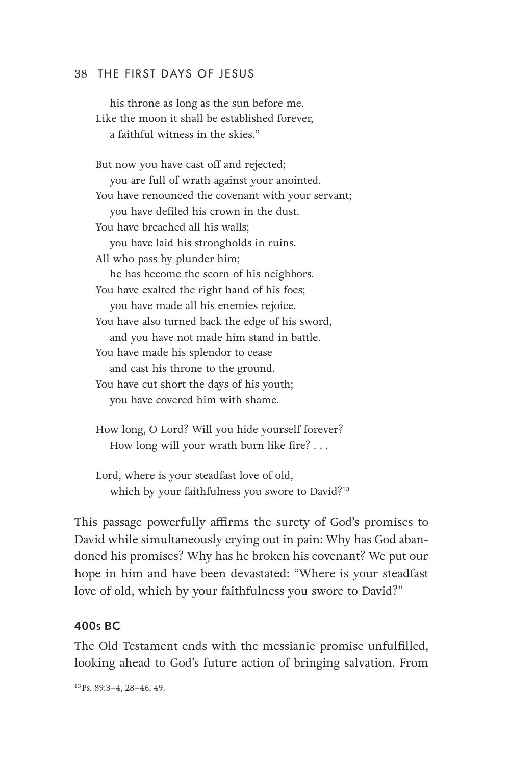his throne as long as the sun before me.
Like the moon it shall be established forever,
a faithful witness in the skies."

But now you have cast off and rejected;
you are full of wrath against your anointed.
You have renounced the covenant with your servant;
you have defiled his crown in the dust.
You have breached all his walls;
you have laid his strongholds in ruins.
All who pass by plunder him;
he has become the scorn of his neighbors.
You have exalted the right hand of his foes;
you have made all his enemies rejoice.
You have also turned back the edge of his sword,
and you have not made him stand in battle.
You have made his splendor to cease
and cast his throne to the ground.
You have cut short the days of his youth;
you have covered him with shame.

How long, O Lord? Will you hide yourself forever?
How long will your wrath burn like fire? . . .

Lord, where is your steadfast love of old,
which by your faithfulness you swore to David?[13]

This passage powerfully affirms the surety of God's promises to David while simultaneously crying out in pain: Why has God abandoned his promises? Why has he broken his covenant? We put our hope in him and have been devastated: "Where is your steadfast love of old, which by your faithfulness you swore to David?"

### 400s BC

The Old Testament ends with the messianic promise unfulfilled, looking ahead to God's future action of bringing salvation. From

[13] Ps. 89:3–4, 28–46, 49.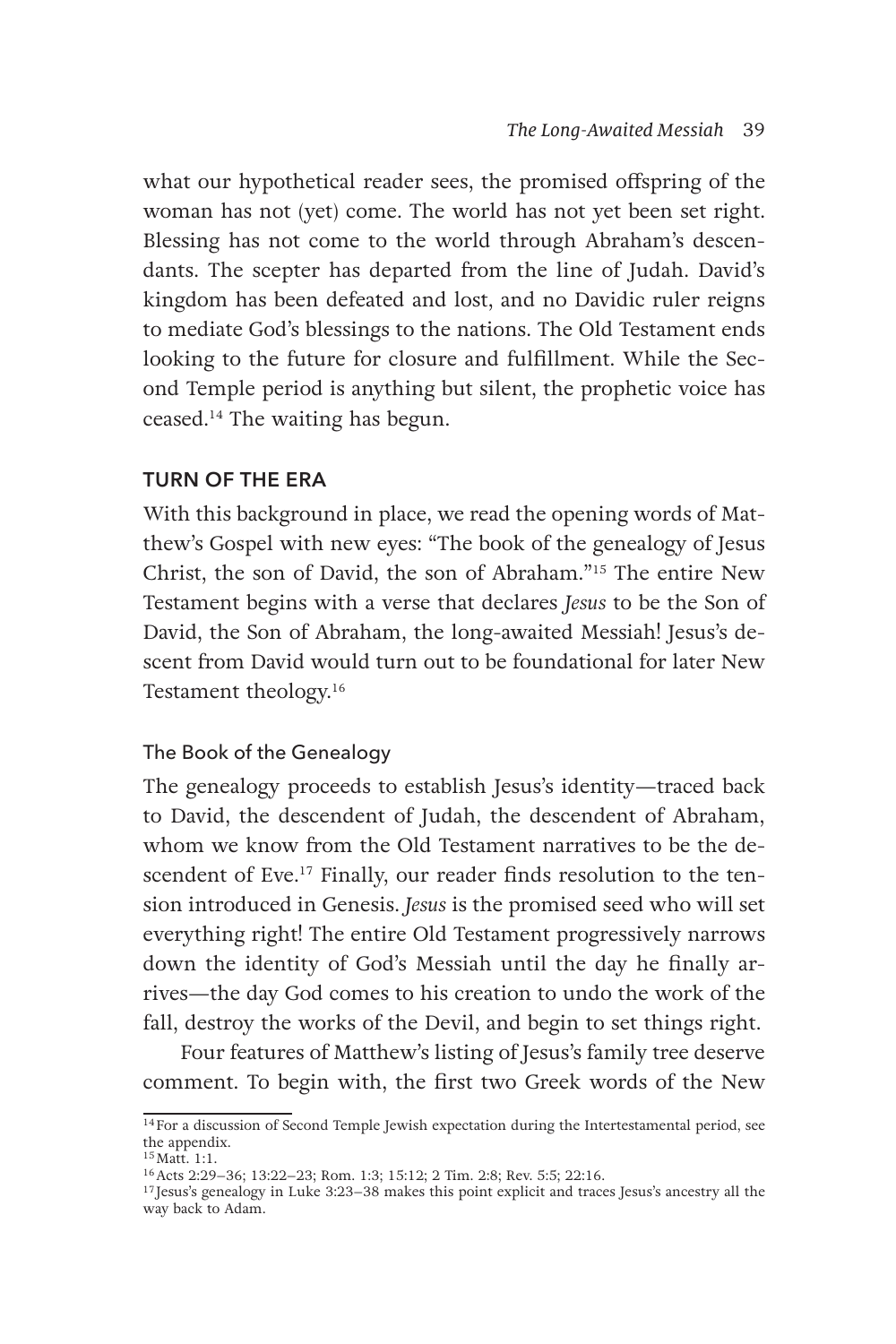what our hypothetical reader sees, the promised offspring of the woman has not (yet) come. The world has not yet been set right. Blessing has not come to the world through Abraham's descendants. The scepter has departed from the line of Judah. David's kingdom has been defeated and lost, and no Davidic ruler reigns to mediate God's blessings to the nations. The Old Testament ends looking to the future for closure and fulfillment. While the Second Temple period is anything but silent, the prophetic voice has ceased.[14] The waiting has begun.

## TURN OF THE ERA

With this background in place, we read the opening words of Matthew's Gospel with new eyes: "The book of the genealogy of Jesus Christ, the son of David, the son of Abraham."[15] The entire New Testament begins with a verse that declares *Jesus* to be the Son of David, the Son of Abraham, the long-awaited Messiah! Jesus's descent from David would turn out to be foundational for later New Testament theology.[16]

### The Book of the Genealogy

The genealogy proceeds to establish Jesus's identity—traced back to David, the descendent of Judah, the descendent of Abraham, whom we know from the Old Testament narratives to be the descendent of Eve.[17] Finally, our reader finds resolution to the tension introduced in Genesis. *Jesus* is the promised seed who will set everything right! The entire Old Testament progressively narrows down the identity of God's Messiah until the day he finally arrives—the day God comes to his creation to undo the work of the fall, destroy the works of the Devil, and begin to set things right.

Four features of Matthew's listing of Jesus's family tree deserve comment. To begin with, the first two Greek words of the New

---

[14] For a discussion of Second Temple Jewish expectation during the Intertestamental period, see the appendix.

[15] Matt. 1:1.

[16] Acts 2:29–36; 13:22–23; Rom. 1:3; 15:12; 2 Tim. 2:8; Rev. 5:5; 22:16.

[17] Jesus's genealogy in Luke 3:23–38 makes this point explicit and traces Jesus's ancestry all the way back to Adam.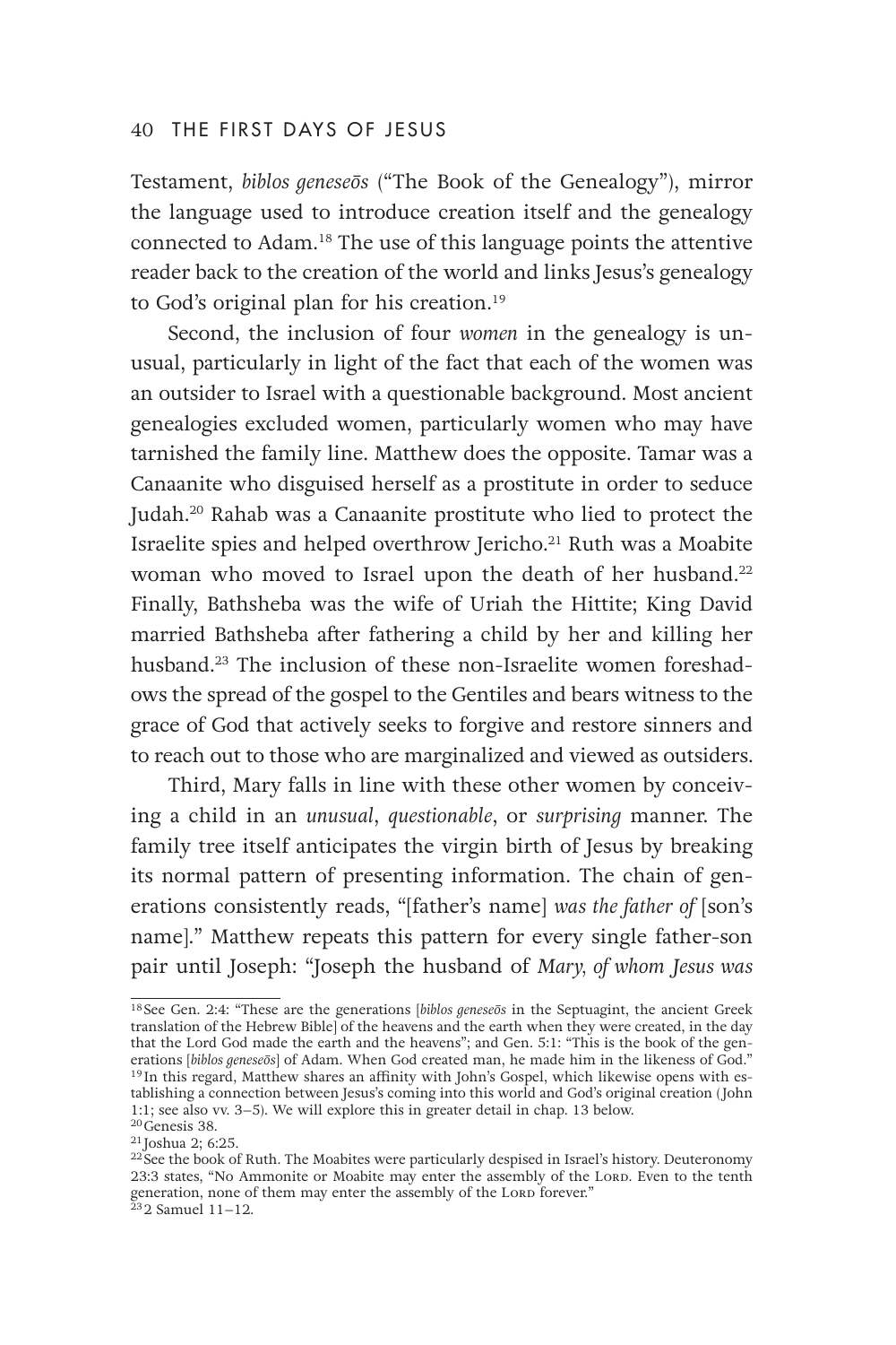Testament, *biblos geneseōs* ("The Book of the Genealogy"), mirror the language used to introduce creation itself and the genealogy connected to Adam.[18] The use of this language points the attentive reader back to the creation of the world and links Jesus's genealogy to God's original plan for his creation.[19]

Second, the inclusion of four *women* in the genealogy is unusual, particularly in light of the fact that each of the women was an outsider to Israel with a questionable background. Most ancient genealogies excluded women, particularly women who may have tarnished the family line. Matthew does the opposite. Tamar was a Canaanite who disguised herself as a prostitute in order to seduce Judah.[20] Rahab was a Canaanite prostitute who lied to protect the Israelite spies and helped overthrow Jericho.[21] Ruth was a Moabite woman who moved to Israel upon the death of her husband.[22] Finally, Bathsheba was the wife of Uriah the Hittite; King David married Bathsheba after fathering a child by her and killing her husband.[23] The inclusion of these non-Israelite women foreshadows the spread of the gospel to the Gentiles and bears witness to the grace of God that actively seeks to forgive and restore sinners and to reach out to those who are marginalized and viewed as outsiders.

Third, Mary falls in line with these other women by conceiving a child in an *unusual*, *questionable*, or *surprising* manner. The family tree itself anticipates the virgin birth of Jesus by breaking its normal pattern of presenting information. The chain of generations consistently reads, "[father's name] *was the father of* [son's name]." Matthew repeats this pattern for every single father-son pair until Joseph: "Joseph the husband of *Mary*, *of whom Jesus was*

---

[18] See Gen. 2:4: "These are the generations [*biblos geneseōs* in the Septuagint, the ancient Greek translation of the Hebrew Bible] of the heavens and the earth when they were created, in the day that the Lord God made the earth and the heavens"; and Gen. 5:1: "This is the book of the generations [*biblos geneseōs*] of Adam. When God created man, he made him in the likeness of God."

[19] In this regard, Matthew shares an affinity with John's Gospel, which likewise opens with establishing a connection between Jesus's coming into this world and God's original creation (John 1:1; see also vv. 3–5). We will explore this in greater detail in chap. 13 below.

[20] Genesis 38.

[21] Joshua 2; 6:25.

[22] See the book of Ruth. The Moabites were particularly despised in Israel's history. Deuteronomy 23:3 states, "No Ammonite or Moabite may enter the assembly of the Lord. Even to the tenth generation, none of them may enter the assembly of the Lord forever."

[23] 2 Samuel 11–12.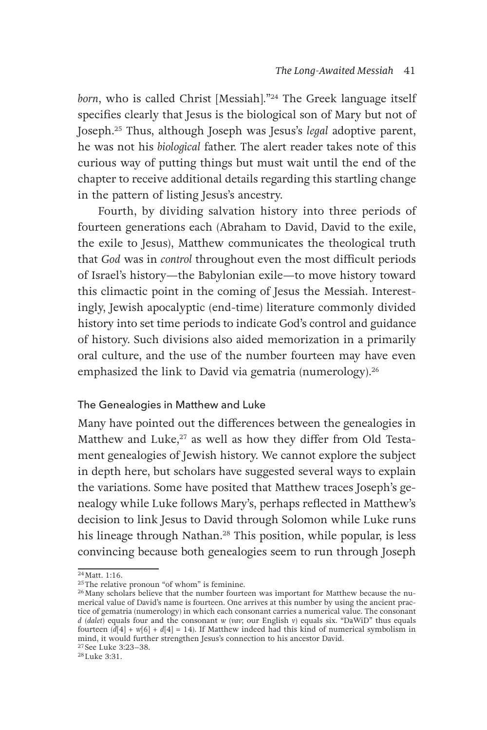*born*, who is called Christ [Messiah]."[24] The Greek language itself specifies clearly that Jesus is the biological son of Mary but not of Joseph.[25] Thus, although Joseph was Jesus's *legal* adoptive parent, he was not his *biological* father. The alert reader takes note of this curious way of putting things but must wait until the end of the chapter to receive additional details regarding this startling change in the pattern of listing Jesus's ancestry.

Fourth, by dividing salvation history into three periods of fourteen generations each (Abraham to David, David to the exile, the exile to Jesus), Matthew communicates the theological truth that *God* was in *control* throughout even the most difficult periods of Israel's history—the Babylonian exile—to move history toward this climactic point in the coming of Jesus the Messiah. Interestingly, Jewish apocalyptic (end-time) literature commonly divided history into set time periods to indicate God's control and guidance of history. Such divisions also aided memorization in a primarily oral culture, and the use of the number fourteen may have even emphasized the link to David via gematria (numerology).[26]

### The Genealogies in Matthew and Luke

Many have pointed out the differences between the genealogies in Matthew and Luke,[27] as well as how they differ from Old Testament genealogies of Jewish history. We cannot explore the subject in depth here, but scholars have suggested several ways to explain the variations. Some have posited that Matthew traces Joseph's genealogy while Luke follows Mary's, perhaps reflected in Matthew's decision to link Jesus to David through Solomon while Luke runs his lineage through Nathan.[28] This position, while popular, is less convincing because both genealogies seem to run through Joseph

---

[24] Matt. 1:16.

[25] The relative pronoun "of whom" is feminine.

[26] Many scholars believe that the number fourteen was important for Matthew because the numerical value of David's name is fourteen. One arrives at this number by using the ancient practice of gematria (numerology) in which each consonant carries a numerical value. The consonant *d* (*dalet*) equals four and the consonant *w* (*vav*; our English *v*) equals six. "DaWiD" thus equals fourteen (*d*[4] + *w*[6] + *d*[4] = 14). If Matthew indeed had this kind of numerical symbolism in mind, it would further strengthen Jesus's connection to his ancestor David.

[27] See Luke 3:23–38.

[28] Luke 3:31.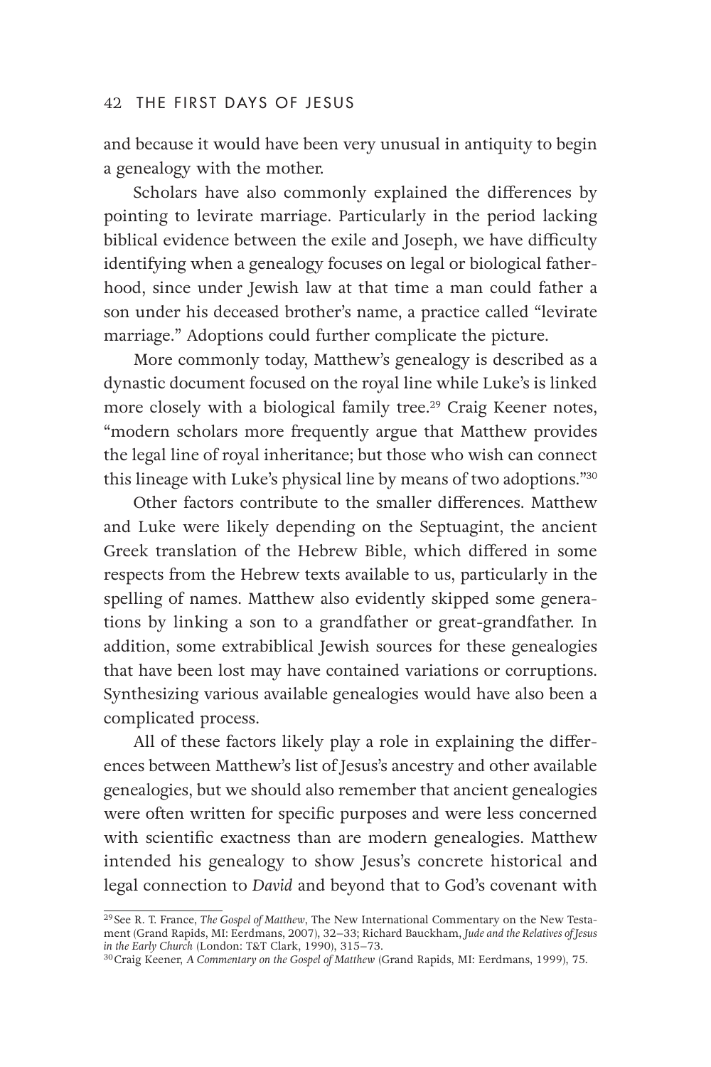and because it would have been very unusual in antiquity to begin a genealogy with the mother.

Scholars have also commonly explained the differences by pointing to levirate marriage. Particularly in the period lacking biblical evidence between the exile and Joseph, we have difficulty identifying when a genealogy focuses on legal or biological fatherhood, since under Jewish law at that time a man could father a son under his deceased brother's name, a practice called "levirate marriage." Adoptions could further complicate the picture.

More commonly today, Matthew's genealogy is described as a dynastic document focused on the royal line while Luke's is linked more closely with a biological family tree.[29] Craig Keener notes, "modern scholars more frequently argue that Matthew provides the legal line of royal inheritance; but those who wish can connect this lineage with Luke's physical line by means of two adoptions."[30]

Other factors contribute to the smaller differences. Matthew and Luke were likely depending on the Septuagint, the ancient Greek translation of the Hebrew Bible, which differed in some respects from the Hebrew texts available to us, particularly in the spelling of names. Matthew also evidently skipped some generations by linking a son to a grandfather or great-grandfather. In addition, some extrabiblical Jewish sources for these genealogies that have been lost may have contained variations or corruptions. Synthesizing various available genealogies would have also been a complicated process.

All of these factors likely play a role in explaining the differences between Matthew's list of Jesus's ancestry and other available genealogies, but we should also remember that ancient genealogies were often written for specific purposes and were less concerned with scientific exactness than are modern genealogies. Matthew intended his genealogy to show Jesus's concrete historical and legal connection to *David* and beyond that to God's covenant with

---

[29] See R. T. France, *The Gospel of Matthew*, The New International Commentary on the New Testament (Grand Rapids, MI: Eerdmans, 2007), 32–33; Richard Bauckham, *Jude and the Relatives of Jesus in the Early Church* (London: T&T Clark, 1990), 315–73.

[30] Craig Keener, *A Commentary on the Gospel of Matthew* (Grand Rapids, MI: Eerdmans, 1999), 75.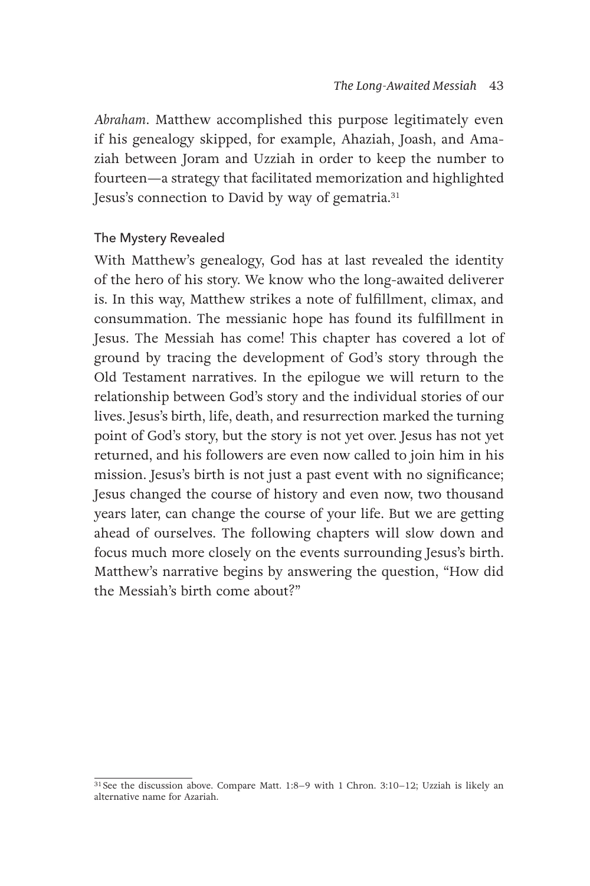*Abraham*. Matthew accomplished this purpose legitimately even if his genealogy skipped, for example, Ahaziah, Joash, and Amaziah between Joram and Uzziah in order to keep the number to fourteen—a strategy that facilitated memorization and highlighted Jesus's connection to David by way of gematria.[31]

### The Mystery Revealed

With Matthew's genealogy, God has at last revealed the identity of the hero of his story. We know who the long-awaited deliverer is. In this way, Matthew strikes a note of fulfillment, climax, and consummation. The messianic hope has found its fulfillment in Jesus. The Messiah has come! This chapter has covered a lot of ground by tracing the development of God's story through the Old Testament narratives. In the epilogue we will return to the relationship between God's story and the individual stories of our lives. Jesus's birth, life, death, and resurrection marked the turning point of God's story, but the story is not yet over. Jesus has not yet returned, and his followers are even now called to join him in his mission. Jesus's birth is not just a past event with no significance; Jesus changed the course of history and even now, two thousand years later, can change the course of your life. But we are getting ahead of ourselves. The following chapters will slow down and focus much more closely on the events surrounding Jesus's birth. Matthew's narrative begins by answering the question, "How did the Messiah's birth come about?"

---

[31] See the discussion above. Compare Matt. 1:8–9 with 1 Chron. 3:10–12; Uzziah is likely an alternative name for Azariah.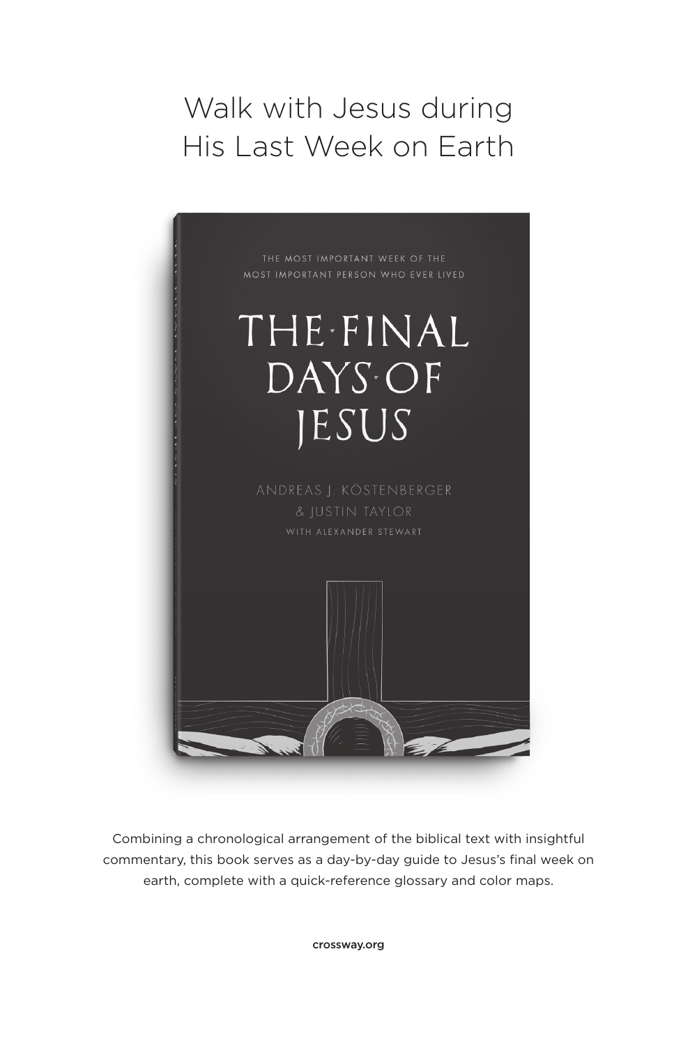# Walk with Jesus during His Last Week on Earth

THE MOST IMPORTANT WEEK OF THE MOST IMPORTANT PERSON WHO EVER LIVED

THE FINAL DAYS OF JESUS

ANDREAS J. KÖSTENBERGER & JUSTIN TAYLOR

WITH ALEXANDER STEWART

Combining a chronological arrangement of the biblical text with insightful commentary, this book serves as a day-by-day guide to Jesus's final week on earth, complete with a quick-reference glossary and color maps.

crossway.org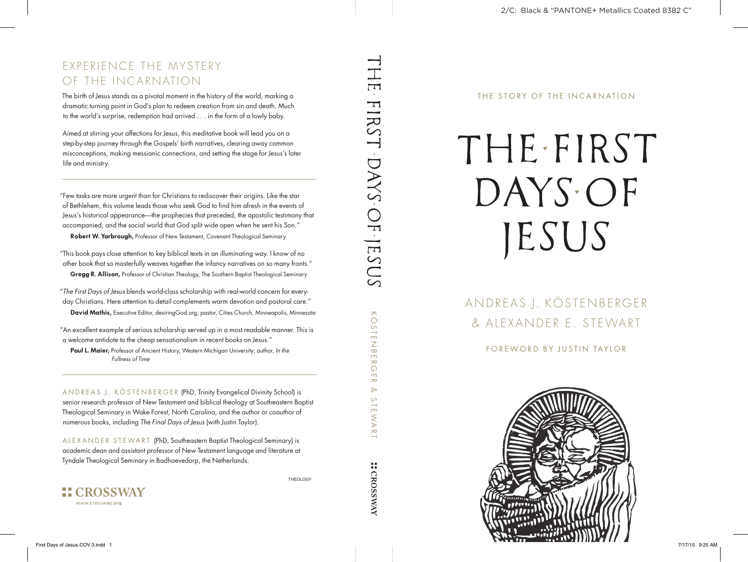2/C: Black & "PANTONE+ Metallics Coated 8382 C"

## EXPERIENCE THE MYSTERY OF THE INCARNATION

The birth of Jesus stands as a pivotal moment in the history of the world, marking a dramatic turning point in God's plan to redeem creation from sin and death. Much to the world's surprise, redemption had arrived . . . in the form of a lowly baby.

Aimed at stirring your affections for Jesus, this meditative book will lead you on a step-by-step journey through the Gospels' birth narratives, clearing away common misconceptions, making messianic connections, and setting the stage for Jesus's later life and ministry.

---

"Few tasks are more urgent than for Christians to rediscover their origins. Like the star of Bethlehem, this volume leads those who seek God to find him afresh in the events of Jesus's historical appearance—the prophecies that preceded, the apostolic testimony that accompanied, and the social world that God split wide open when he sent his Son."
**Robert W. Yarbrough,** Professor of New Testament, Covenant Theological Seminary

"This book pays close attention to key biblical texts in an illuminating way. I know of no other book that so masterfully weaves together the infancy narratives on so many fronts."
**Gregg R. Allison,** Professor of Christian Theology, The Southern Baptist Theological Seminary

"*The First Days of Jesus* blends world-class scholarship with real-world concern for every-day Christians. Here attention to detail complements warm devotion and pastoral care."
**David Mathis,** Executive Editor, desiringGod.org; pastor, Cities Church, Minneapolis, Minnesota

"An excellent example of serious scholarship served up in a most readable manner. This is a welcome antidote to the cheap sensationalism in recent books on Jesus."
**Paul L. Maier,** Professor of Ancient History, Western Michigan University; author, *In the Fullness of Time*

---

ANDREAS J. KÖSTENBERGER (PhD, Trinity Evangelical Divinity School) is senior research professor of New Testament and biblical theology at Southeastern Baptist Theological Seminary in Wake Forest, North Carolina, and the author or coauthor of numerous books, including *The Final Days of Jesus* (with Justin Taylor).

ALEXANDER STEWART (PhD, Southeastern Baptist Theological Seminary) is academic dean and assistant professor of New Testament language and literature at Tyndale Theological Seminary in Badhoevedorp, the Netherlands.

THEOLOGY

CROSSWAY
www.crossway.org

THE FIRST DAYS OF JESUS — KÖSTENBERGER & STEWART — CROSSWAY

THE STORY OF THE INCARNATION

# THE FIRST DAYS OF JESUS

ANDREAS J. KÖSTENBERGER & ALEXANDER E. STEWART

FOREWORD BY JUSTIN TAYLOR